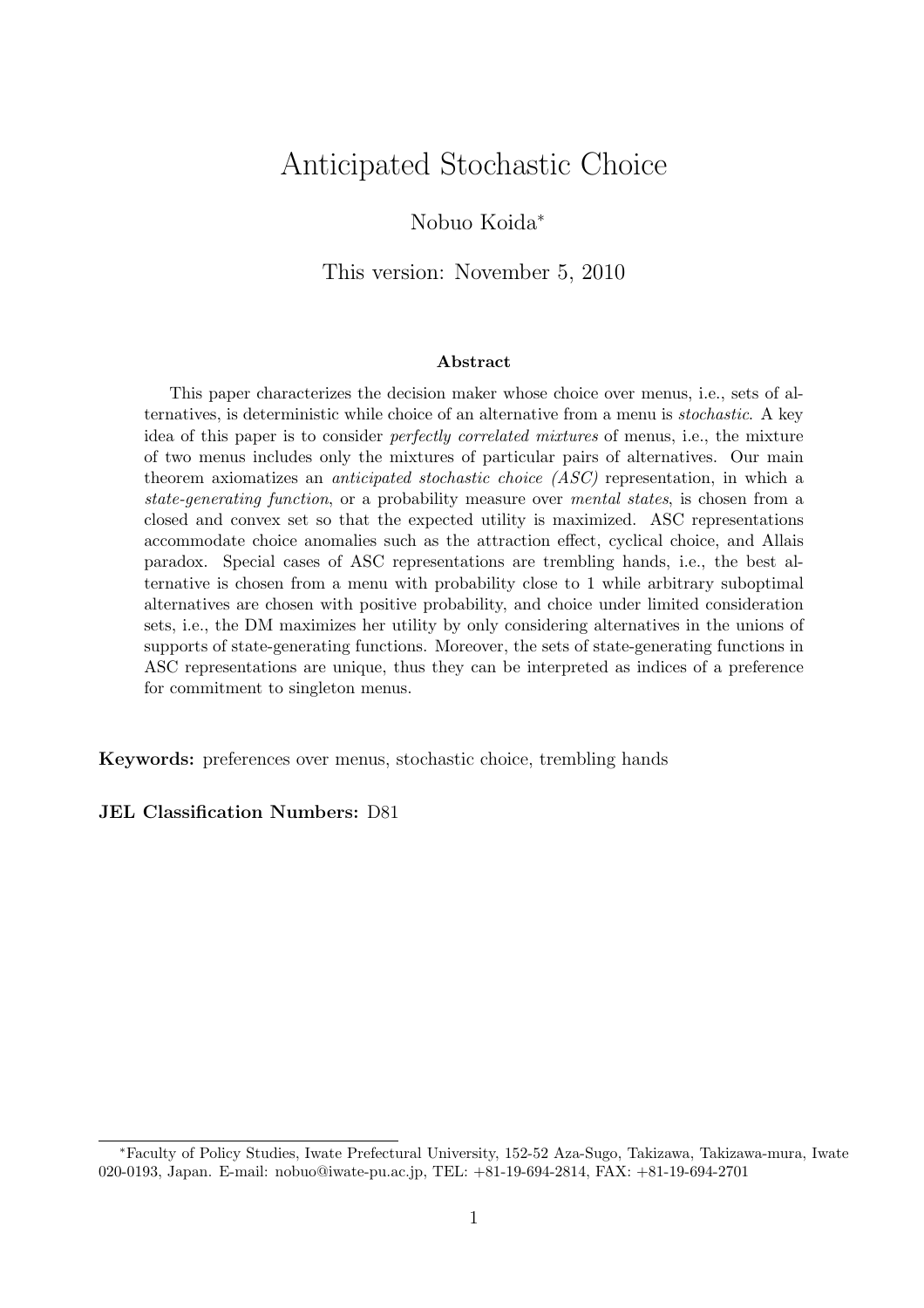# Anticipated Stochastic Choice

Nobuo Koida*

This version: November 5, 2010

### Abstract

This paper characterizes the decision maker whose choice over menus, i.e., sets of alternatives, is deterministic while choice of an alternative from a menu is *stochastic*. A key idea of this paper is to consider *perfectly correlated mixtures* of menus, i.e., the mixture of two menus includes only the mixtures of particular pairs of alternatives. Our main theorem axiomatizes an *anticipated stochastic choice (ASC)* representation, in which a *state-generating function*, or a probability measure over *mental states*, is chosen from a closed and convex set so that the expected utility is maximized. ASC representations accommodate choice anomalies such as the attraction effect, cyclical choice, and Allais paradox. Special cases of ASC representations are trembling hands, i.e., the best alternative is chosen from a menu with probability close to 1 while arbitrary suboptimal alternatives are chosen with positive probability, and choice under limited consideration sets, i.e., the DM maximizes her utility by only considering alternatives in the unions of supports of state-generating functions. Moreover, the sets of state-generating functions in ASC representations are unique, thus they can be interpreted as indices of a preference for commitment to singleton menus.

**Keywords:** preferences over menus, stochastic choice, trembling hands

**JEL Classification Numbers:** D81

---

*Faculty of Policy Studies, Iwate Prefectural University, 152-52 Aza-Sugo, Takizawa, Takizawa-mura, Iwate 020-0193, Japan. E-mail: nobuo@iwate-pu.ac.jp, TEL: +81-19-694-2814, FAX: +81-19-694-2701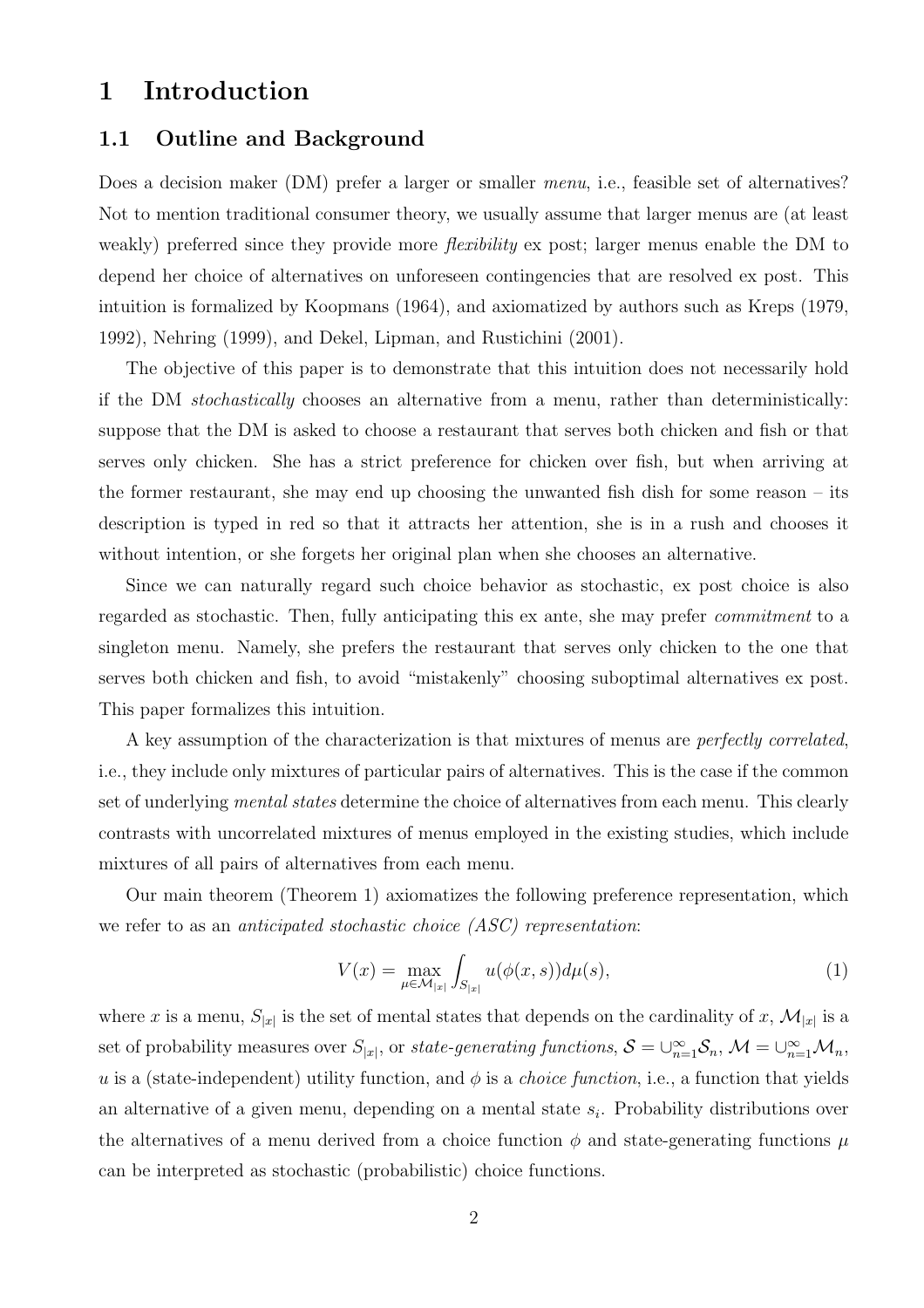# 1 Introduction

## 1.1 Outline and Background

Does a decision maker (DM) prefer a larger or smaller *menu*, i.e., feasible set of alternatives? Not to mention traditional consumer theory, we usually assume that larger menus are (at least weakly) preferred since they provide more *flexibility* ex post; larger menus enable the DM to depend her choice of alternatives on unforeseen contingencies that are resolved ex post. This intuition is formalized by Koopmans (1964), and axiomatized by authors such as Kreps (1979, 1992), Nehring (1999), and Dekel, Lipman, and Rustichini (2001).

The objective of this paper is to demonstrate that this intuition does not necessarily hold if the DM *stochastically* chooses an alternative from a menu, rather than deterministically: suppose that the DM is asked to choose a restaurant that serves both chicken and fish or that serves only chicken. She has a strict preference for chicken over fish, but when arriving at the former restaurant, she may end up choosing the unwanted fish dish for some reason – its description is typed in red so that it attracts her attention, she is in a rush and chooses it without intention, or she forgets her original plan when she chooses an alternative.

Since we can naturally regard such choice behavior as stochastic, ex post choice is also regarded as stochastic. Then, fully anticipating this ex ante, she may prefer *commitment* to a singleton menu. Namely, she prefers the restaurant that serves only chicken to the one that serves both chicken and fish, to avoid "mistakenly" choosing suboptimal alternatives ex post. This paper formalizes this intuition.

A key assumption of the characterization is that mixtures of menus are *perfectly correlated*, i.e., they include only mixtures of particular pairs of alternatives. This is the case if the common set of underlying *mental states* determine the choice of alternatives from each menu. This clearly contrasts with uncorrelated mixtures of menus employed in the existing studies, which include mixtures of all pairs of alternatives from each menu.

Our main theorem (Theorem 1) axiomatizes the following preference representation, which we refer to as an *anticipated stochastic choice (ASC) representation*:

$$V(x) = \max_{\mu \in \mathcal{M}_{|x|}} \int_{S_{|x|}} u(\phi(x, s)) d\mu(s), \tag{1}$$

where $x$ is a menu, $S_{|x|}$ is the set of mental states that depends on the cardinality of $x$, $\mathcal{M}_{|x|}$ is a set of probability measures over $S_{|x|}$, or *state-generating functions*, $\mathcal{S} = \cup_{n=1}^{\infty} \mathcal{S}_n$, $\mathcal{M} = \cup_{n=1}^{\infty} \mathcal{M}_n$, $u$ is a (state-independent) utility function, and $\phi$ is a *choice function*, i.e., a function that yields an alternative of a given menu, depending on a mental state $s_i$. Probability distributions over the alternatives of a menu derived from a choice function $\phi$ and state-generating functions $\mu$ can be interpreted as stochastic (probabilistic) choice functions.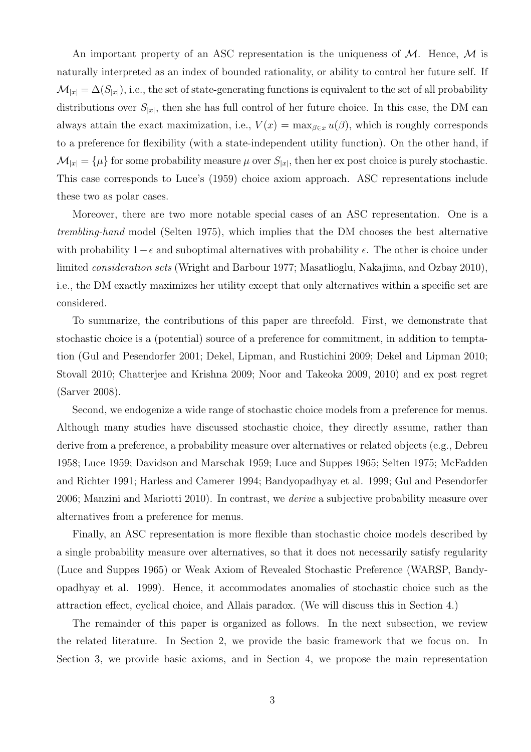An important property of an ASC representation is the uniqueness of $\mathcal{M}$. Hence, $\mathcal{M}$ is naturally interpreted as an index of bounded rationality, or ability to control her future self. If $\mathcal{M}_{|x|} = \Delta(S_{|x|})$, i.e., the set of state-generating functions is equivalent to the set of all probability distributions over $S_{|x|}$, then she has full control of her future choice. In this case, the DM can always attain the exact maximization, i.e., $V(x) = \max_{\beta \in x} u(\beta)$, which is roughly corresponds to a preference for flexibility (with a state-independent utility function). On the other hand, if $\mathcal{M}_{|x|} = \{\mu\}$ for some probability measure $\mu$ over $S_{|x|}$, then her ex post choice is purely stochastic. This case corresponds to Luce's (1959) choice axiom approach. ASC representations include these two as polar cases.

Moreover, there are two more notable special cases of an ASC representation. One is a *trembling-hand* model (Selten 1975), which implies that the DM chooses the best alternative with probability $1 - \epsilon$ and suboptimal alternatives with probability $\epsilon$. The other is choice under limited *consideration sets* (Wright and Barbour 1977; Masatlioglu, Nakajima, and Ozbay 2010), i.e., the DM exactly maximizes her utility except that only alternatives within a specific set are considered.

To summarize, the contributions of this paper are threefold. First, we demonstrate that stochastic choice is a (potential) source of a preference for commitment, in addition to temptation (Gul and Pesendorfer 2001; Dekel, Lipman, and Rustichini 2009; Dekel and Lipman 2010; Stovall 2010; Chatterjee and Krishna 2009; Noor and Takeoka 2009, 2010) and ex post regret (Sarver 2008).

Second, we endogenize a wide range of stochastic choice models from a preference for menus. Although many studies have discussed stochastic choice, they directly assume, rather than derive from a preference, a probability measure over alternatives or related objects (e.g., Debreu 1958; Luce 1959; Davidson and Marschak 1959; Luce and Suppes 1965; Selten 1975; McFadden and Richter 1991; Harless and Camerer 1994; Bandyopadhyay et al. 1999; Gul and Pesendorfer 2006; Manzini and Mariotti 2010). In contrast, we *derive* a subjective probability measure over alternatives from a preference for menus.

Finally, an ASC representation is more flexible than stochastic choice models described by a single probability measure over alternatives, so that it does not necessarily satisfy regularity (Luce and Suppes 1965) or Weak Axiom of Revealed Stochastic Preference (WARSP, Bandyopadhyay et al. 1999). Hence, it accommodates anomalies of stochastic choice such as the attraction effect, cyclical choice, and Allais paradox. (We will discuss this in Section 4.)

The remainder of this paper is organized as follows. In the next subsection, we review the related literature. In Section 2, we provide the basic framework that we focus on. In Section 3, we provide basic axioms, and in Section 4, we propose the main representation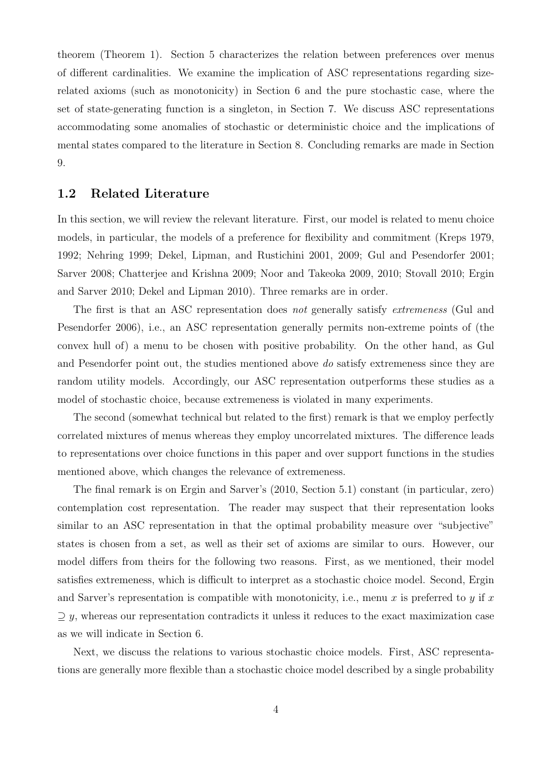theorem (Theorem 1). Section 5 characterizes the relation between preferences over menus of different cardinalities. We examine the implication of ASC representations regarding size-related axioms (such as monotonicity) in Section 6 and the pure stochastic case, where the set of state-generating function is a singleton, in Section 7. We discuss ASC representations accommodating some anomalies of stochastic or deterministic choice and the implications of mental states compared to the literature in Section 8. Concluding remarks are made in Section 9.

## 1.2 Related Literature

In this section, we will review the relevant literature. First, our model is related to menu choice models, in particular, the models of a preference for flexibility and commitment (Kreps 1979, 1992; Nehring 1999; Dekel, Lipman, and Rustichini 2001, 2009; Gul and Pesendorfer 2001; Sarver 2008; Chatterjee and Krishna 2009; Noor and Takeoka 2009, 2010; Stovall 2010; Ergin and Sarver 2010; Dekel and Lipman 2010). Three remarks are in order.

The first is that an ASC representation does *not* generally satisfy *extremeness* (Gul and Pesendorfer 2006), i.e., an ASC representation generally permits non-extreme points of (the convex hull of) a menu to be chosen with positive probability. On the other hand, as Gul and Pesendorfer point out, the studies mentioned above *do* satisfy extremeness since they are random utility models. Accordingly, our ASC representation outperforms these studies as a model of stochastic choice, because extremeness is violated in many experiments.

The second (somewhat technical but related to the first) remark is that we employ perfectly correlated mixtures of menus whereas they employ uncorrelated mixtures. The difference leads to representations over choice functions in this paper and over support functions in the studies mentioned above, which changes the relevance of extremeness.

The final remark is on Ergin and Sarver's (2010, Section 5.1) constant (in particular, zero) contemplation cost representation. The reader may suspect that their representation looks similar to an ASC representation in that the optimal probability measure over "subjective" states is chosen from a set, as well as their set of axioms are similar to ours. However, our model differs from theirs for the following two reasons. First, as we mentioned, their model satisfies extremeness, which is difficult to interpret as a stochastic choice model. Second, Ergin and Sarver's representation is compatible with monotonicity, i.e., menu $x$ is preferred to $y$ if $x \supseteq y$, whereas our representation contradicts it unless it reduces to the exact maximization case as we will indicate in Section 6.

Next, we discuss the relations to various stochastic choice models. First, ASC representations are generally more flexible than a stochastic choice model described by a single probability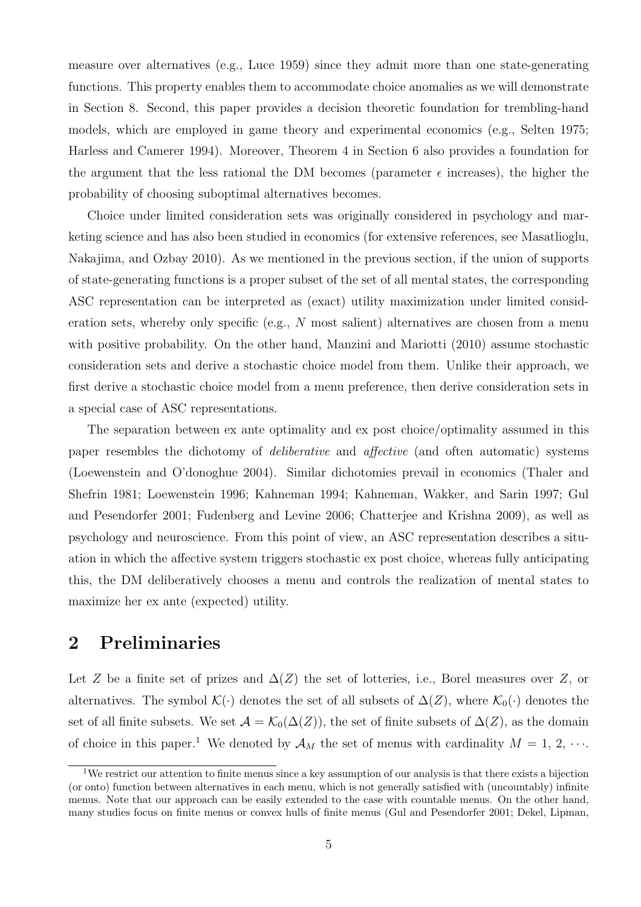measure over alternatives (e.g., Luce 1959) since they admit more than one state-generating functions. This property enables them to accommodate choice anomalies as we will demonstrate in Section 8. Second, this paper provides a decision theoretic foundation for trembling-hand models, which are employed in game theory and experimental economics (e.g., Selten 1975; Harless and Camerer 1994). Moreover, Theorem 4 in Section 6 also provides a foundation for the argument that the less rational the DM becomes (parameter $\epsilon$ increases), the higher the probability of choosing suboptimal alternatives becomes.

Choice under limited consideration sets was originally considered in psychology and marketing science and has also been studied in economics (for extensive references, see Masatlioglu, Nakajima, and Ozbay 2010). As we mentioned in the previous section, if the union of supports of state-generating functions is a proper subset of the set of all mental states, the corresponding ASC representation can be interpreted as (exact) utility maximization under limited consideration sets, whereby only specific (e.g., $N$ most salient) alternatives are chosen from a menu with positive probability. On the other hand, Manzini and Mariotti (2010) assume stochastic consideration sets and derive a stochastic choice model from them. Unlike their approach, we first derive a stochastic choice model from a menu preference, then derive consideration sets in a special case of ASC representations.

The separation between ex ante optimality and ex post choice/optimality assumed in this paper resembles the dichotomy of *deliberative* and *affective* (and often automatic) systems (Loewenstein and O'donoghue 2004). Similar dichotomies prevail in economics (Thaler and Shefrin 1981; Loewenstein 1996; Kahneman 1994; Kahneman, Wakker, and Sarin 1997; Gul and Pesendorfer 2001; Fudenberg and Levine 2006; Chatterjee and Krishna 2009), as well as psychology and neuroscience. From this point of view, an ASC representation describes a situation in which the affective system triggers stochastic ex post choice, whereas fully anticipating this, the DM deliberatively chooses a menu and controls the realization of mental states to maximize her ex ante (expected) utility.

## 2 Preliminaries

Let $Z$ be a finite set of prizes and $\Delta(Z)$ the set of lotteries, i.e., Borel measures over $Z$, or alternatives. The symbol $\mathcal{K}(\cdot)$ denotes the set of all subsets of $\Delta(Z)$, where $\mathcal{K}_0(\cdot)$ denotes the set of all finite subsets. We set $\mathcal{A} = \mathcal{K}_0(\Delta(Z))$, the set of finite subsets of $\Delta(Z)$, as the domain of choice in this paper.[1] We denoted by $\mathcal{A}_M$ the set of menus with cardinality $M = 1, 2, \cdots$.

[1] We restrict our attention to finite menus since a key assumption of our analysis is that there exists a bijection (or onto) function between alternatives in each menu, which is not generally satisfied with (uncountably) infinite menus. Note that our approach can be easily extended to the case with countable menus. On the other hand, many studies focus on finite menus or convex hulls of finite menus (Gul and Pesendorfer 2001; Dekel, Lipman,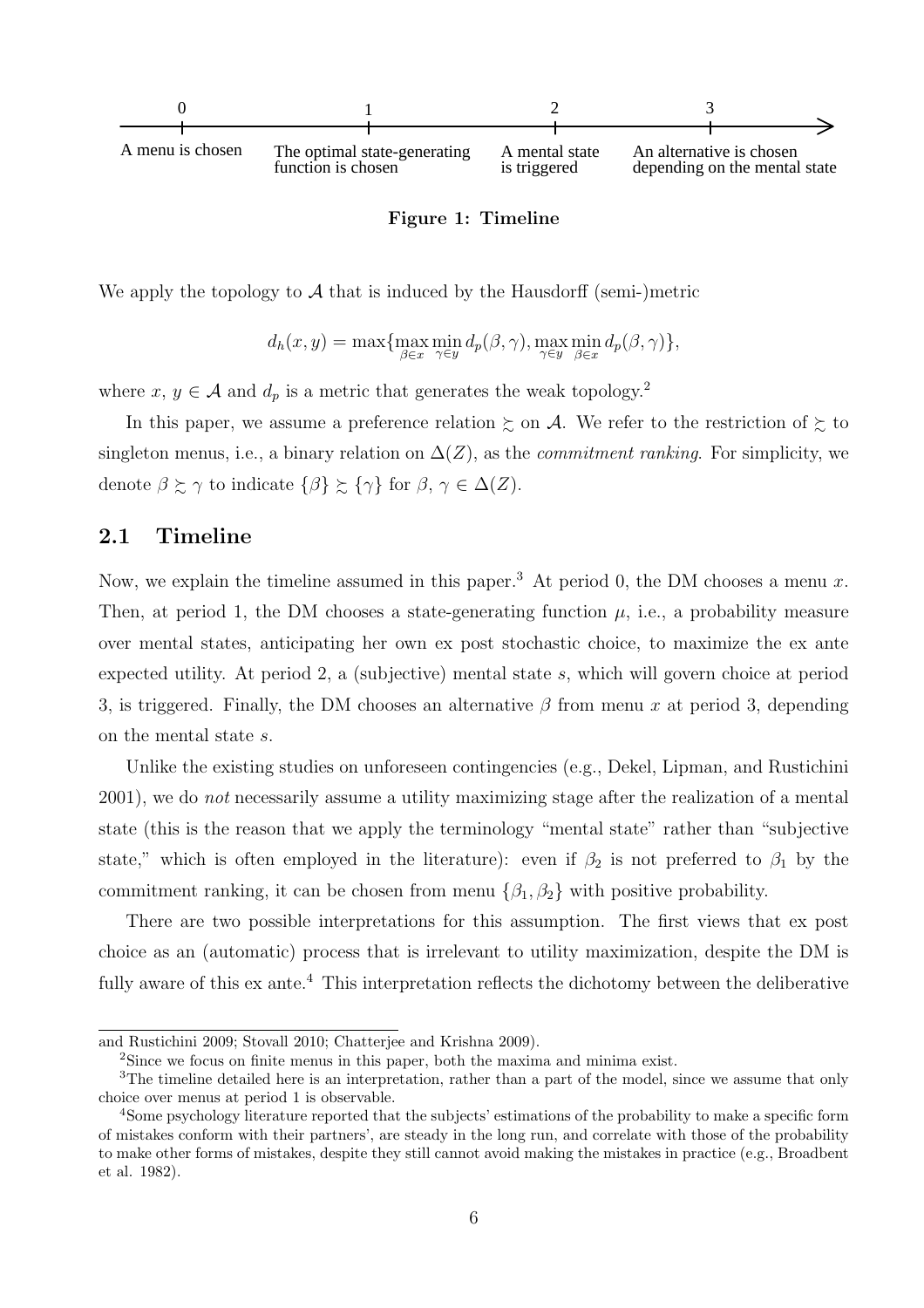| 0 | 1 | 2 | 3 |
| --- | --- | --- | --- |
| A menu is chosen | The optimal state-generating function is chosen | A mental state is triggered | An alternative is chosen depending on the mental state |

**Figure 1: Timeline**

We apply the topology to $\mathcal{A}$ that is induced by the Hausdorff (semi-)metric

$$d_h(x, y) = \max\{\max_{\beta \in x} \min_{\gamma \in y} d_p(\beta, \gamma), \max_{\gamma \in y} \min_{\beta \in x} d_p(\beta, \gamma)\},$$

where $x$, $y \in \mathcal{A}$ and $d_p$ is a metric that generates the weak topology.[2]

In this paper, we assume a preference relation $\succsim$ on $\mathcal{A}$. We refer to the restriction of $\succsim$ to singleton menus, i.e., a binary relation on $\Delta(Z)$, as the *commitment ranking*. For simplicity, we denote $\beta \succsim \gamma$ to indicate $\{\beta\} \succsim \{\gamma\}$ for $\beta$, $\gamma \in \Delta(Z)$.

## 2.1 Timeline

Now, we explain the timeline assumed in this paper.[3] At period 0, the DM chooses a menu $x$. Then, at period 1, the DM chooses a state-generating function $\mu$, i.e., a probability measure over mental states, anticipating her own ex post stochastic choice, to maximize the ex ante expected utility. At period 2, a (subjective) mental state $s$, which will govern choice at period 3, is triggered. Finally, the DM chooses an alternative $\beta$ from menu $x$ at period 3, depending on the mental state $s$.

Unlike the existing studies on unforeseen contingencies (e.g., Dekel, Lipman, and Rustichini 2001), we do *not* necessarily assume a utility maximizing stage after the realization of a mental state (this is the reason that we apply the terminology "mental state" rather than "subjective state," which is often employed in the literature): even if $\beta_2$ is not preferred to $\beta_1$ by the commitment ranking, it can be chosen from menu $\{\beta_1, \beta_2\}$ with positive probability.

There are two possible interpretations for this assumption. The first views that ex post choice as an (automatic) process that is irrelevant to utility maximization, despite the DM is fully aware of this ex ante.[4] This interpretation reflects the dichotomy between the deliberative

and Rustichini 2009; Stovall 2010; Chatterjee and Krishna 2009).

[2] Since we focus on finite menus in this paper, both the maxima and minima exist.

[3] The timeline detailed here is an interpretation, rather than a part of the model, since we assume that only choice over menus at period 1 is observable.

[4] Some psychology literature reported that the subjects' estimations of the probability to make a specific form of mistakes conform with their partners', are steady in the long run, and correlate with those of the probability to make other forms of mistakes, despite they still cannot avoid making the mistakes in practice (e.g., Broadbent et al. 1982).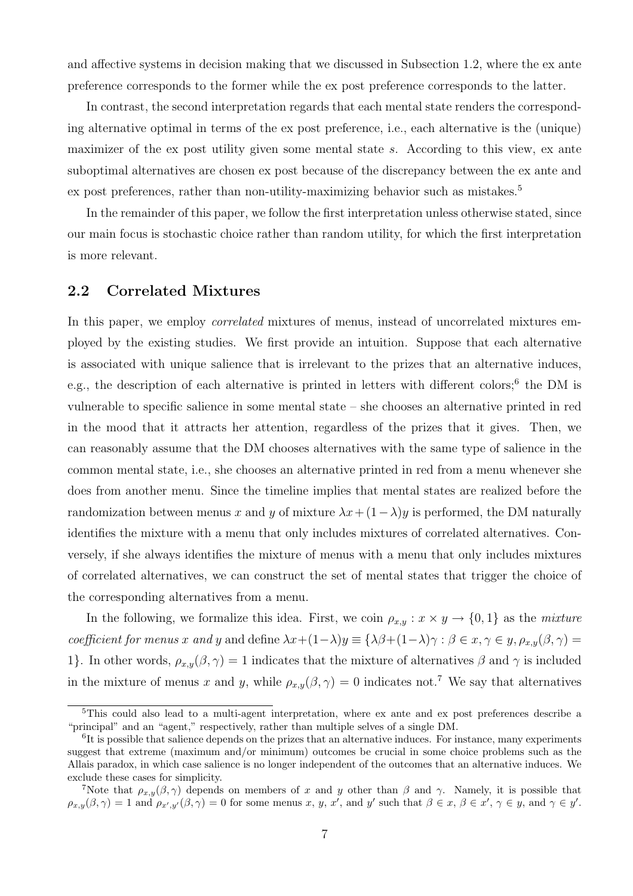and affective systems in decision making that we discussed in Subsection 1.2, where the ex ante preference corresponds to the former while the ex post preference corresponds to the latter.

In contrast, the second interpretation regards that each mental state renders the corresponding alternative optimal in terms of the ex post preference, i.e., each alternative is the (unique) maximizer of the ex post utility given some mental state $s$. According to this view, ex ante suboptimal alternatives are chosen ex post because of the discrepancy between the ex ante and ex post preferences, rather than non-utility-maximizing behavior such as mistakes.[5]

In the remainder of this paper, we follow the first interpretation unless otherwise stated, since our main focus is stochastic choice rather than random utility, for which the first interpretation is more relevant.

## 2.2 Correlated Mixtures

In this paper, we employ *correlated* mixtures of menus, instead of uncorrelated mixtures employed by the existing studies. We first provide an intuition. Suppose that each alternative is associated with unique salience that is irrelevant to the prizes that an alternative induces, e.g., the description of each alternative is printed in letters with different colors;[6] the DM is vulnerable to specific salience in some mental state – she chooses an alternative printed in red in the mood that it attracts her attention, regardless of the prizes that it gives. Then, we can reasonably assume that the DM chooses alternatives with the same type of salience in the common mental state, i.e., she chooses an alternative printed in red from a menu whenever she does from another menu. Since the timeline implies that mental states are realized before the randomization between menus $x$ and $y$ of mixture $\lambda x + (1-\lambda)y$ is performed, the DM naturally identifies the mixture with a menu that only includes mixtures of correlated alternatives. Conversely, if she always identifies the mixture of menus with a menu that only includes mixtures of correlated alternatives, we can construct the set of mental states that trigger the choice of the corresponding alternatives from a menu.

In the following, we formalize this idea. First, we coin $\rho_{x,y} : x \times y \to \{0, 1\}$ as the *mixture coefficient for menus $x$ and $y$* and define $\lambda x + (1-\lambda)y \equiv \{\lambda\beta + (1-\lambda)\gamma : \beta \in x, \gamma \in y, \rho_{x,y}(\beta, \gamma) = 1\}$. In other words, $\rho_{x,y}(\beta, \gamma) = 1$ indicates that the mixture of alternatives $\beta$ and $\gamma$ is included in the mixture of menus $x$ and $y$, while $\rho_{x,y}(\beta, \gamma) = 0$ indicates not.[7] We say that alternatives

---

[5] This could also lead to a multi-agent interpretation, where ex ante and ex post preferences describe a "principal" and an "agent," respectively, rather than multiple selves of a single DM.

[6] It is possible that salience depends on the prizes that an alternative induces. For instance, many experiments suggest that extreme (maximum and/or minimum) outcomes be crucial in some choice problems such as the Allais paradox, in which case salience is no longer independent of the outcomes that an alternative induces. We exclude these cases for simplicity.

[7] Note that $\rho_{x,y}(\beta, \gamma)$ depends on members of $x$ and $y$ other than $\beta$ and $\gamma$. Namely, it is possible that $\rho_{x,y}(\beta, \gamma) = 1$ and $\rho_{x',y'}(\beta, \gamma) = 0$ for some menus $x$, $y$, $x'$, and $y'$ such that $\beta \in x$, $\beta \in x'$, $\gamma \in y$, and $\gamma \in y'$.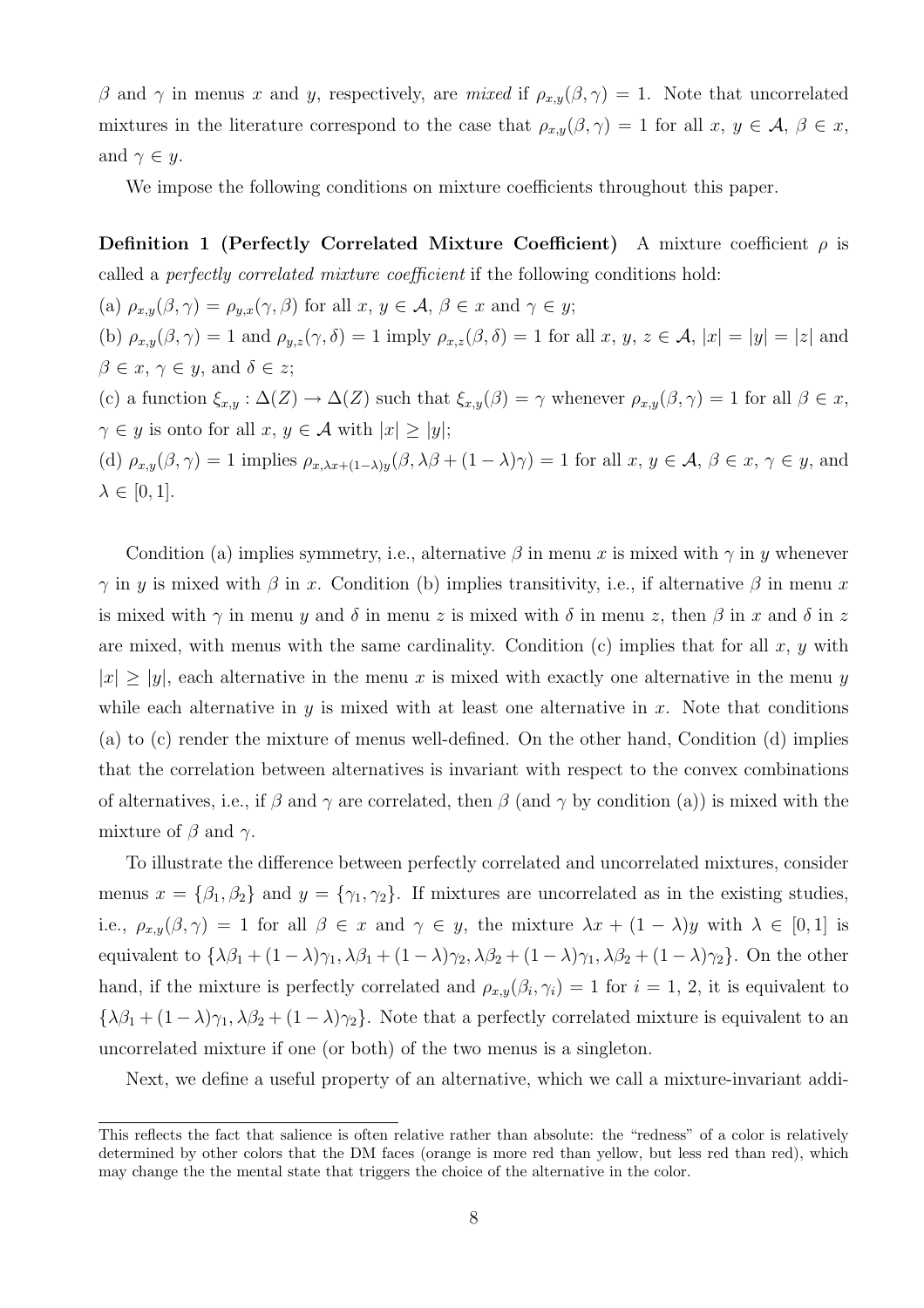$\beta$ and $\gamma$ in menus $x$ and $y$, respectively, are *mixed* if $\rho_{x,y}(\beta, \gamma) = 1$. Note that uncorrelated mixtures in the literature correspond to the case that $\rho_{x,y}(\beta, \gamma) = 1$ for all $x$, $y \in \mathcal{A}$, $\beta \in x$, and $\gamma \in y$.

We impose the following conditions on mixture coefficients throughout this paper.

**Definition 1 (Perfectly Correlated Mixture Coefficient)** A mixture coefficient $\rho$ is called a *perfectly correlated mixture coefficient* if the following conditions hold:

(a) $\rho_{x,y}(\beta, \gamma) = \rho_{y,x}(\gamma, \beta)$ for all $x$, $y \in \mathcal{A}$, $\beta \in x$ and $\gamma \in y$;

(b) $\rho_{x,y}(\beta, \gamma) = 1$ and $\rho_{y,z}(\gamma, \delta) = 1$ imply $\rho_{x,z}(\beta, \delta) = 1$ for all $x$, $y$, $z \in \mathcal{A}$, $|x| = |y| = |z|$ and $\beta \in x$, $\gamma \in y$, and $\delta \in z$;

(c) a function $\xi_{x,y} : \Delta(Z) \to \Delta(Z)$ such that $\xi_{x,y}(\beta) = \gamma$ whenever $\rho_{x,y}(\beta, \gamma) = 1$ for all $\beta \in x$, $\gamma \in y$ is onto for all $x$, $y \in \mathcal{A}$ with $|x| \geq |y|$;

(d) $\rho_{x,y}(\beta, \gamma) = 1$ implies $\rho_{x,\lambda x+(1-\lambda)y}(\beta, \lambda\beta + (1-\lambda)\gamma) = 1$ for all $x$, $y \in \mathcal{A}$, $\beta \in x$, $\gamma \in y$, and $\lambda \in [0, 1]$.

Condition (a) implies symmetry, i.e., alternative $\beta$ in menu $x$ is mixed with $\gamma$ in $y$ whenever $\gamma$ in $y$ is mixed with $\beta$ in $x$. Condition (b) implies transitivity, i.e., if alternative $\beta$ in menu $x$ is mixed with $\gamma$ in menu $y$ and $\delta$ in menu $z$ is mixed with $\delta$ in menu $z$, then $\beta$ in $x$ and $\delta$ in $z$ are mixed, with menus with the same cardinality. Condition (c) implies that for all $x$, $y$ with $|x| \geq |y|$, each alternative in the menu $x$ is mixed with exactly one alternative in the menu $y$ while each alternative in $y$ is mixed with at least one alternative in $x$. Note that conditions (a) to (c) render the mixture of menus well-defined. On the other hand, Condition (d) implies that the correlation between alternatives is invariant with respect to the convex combinations of alternatives, i.e., if $\beta$ and $\gamma$ are correlated, then $\beta$ (and $\gamma$ by condition (a)) is mixed with the mixture of $\beta$ and $\gamma$.

To illustrate the difference between perfectly correlated and uncorrelated mixtures, consider menus $x = \{\beta_1, \beta_2\}$ and $y = \{\gamma_1, \gamma_2\}$. If mixtures are uncorrelated as in the existing studies, i.e., $\rho_{x,y}(\beta, \gamma) = 1$ for all $\beta \in x$ and $\gamma \in y$, the mixture $\lambda x + (1-\lambda)y$ with $\lambda \in [0, 1]$ is equivalent to $\{\lambda\beta_1 + (1-\lambda)\gamma_1, \lambda\beta_1 + (1-\lambda)\gamma_2, \lambda\beta_2 + (1-\lambda)\gamma_1, \lambda\beta_2 + (1-\lambda)\gamma_2\}$. On the other hand, if the mixture is perfectly correlated and $\rho_{x,y}(\beta_i, \gamma_i) = 1$ for $i = 1, 2$, it is equivalent to $\{\lambda\beta_1 + (1-\lambda)\gamma_1, \lambda\beta_2 + (1-\lambda)\gamma_2\}$. Note that a perfectly correlated mixture is equivalent to an uncorrelated mixture if one (or both) of the two menus is a singleton.

Next, we define a useful property of an alternative, which we call a mixture-invariant addi-

---

This reflects the fact that salience is often relative rather than absolute: the "redness" of a color is relatively determined by other colors that the DM faces (orange is more red than yellow, but less red than red), which may change the the mental state that triggers the choice of the alternative in the color.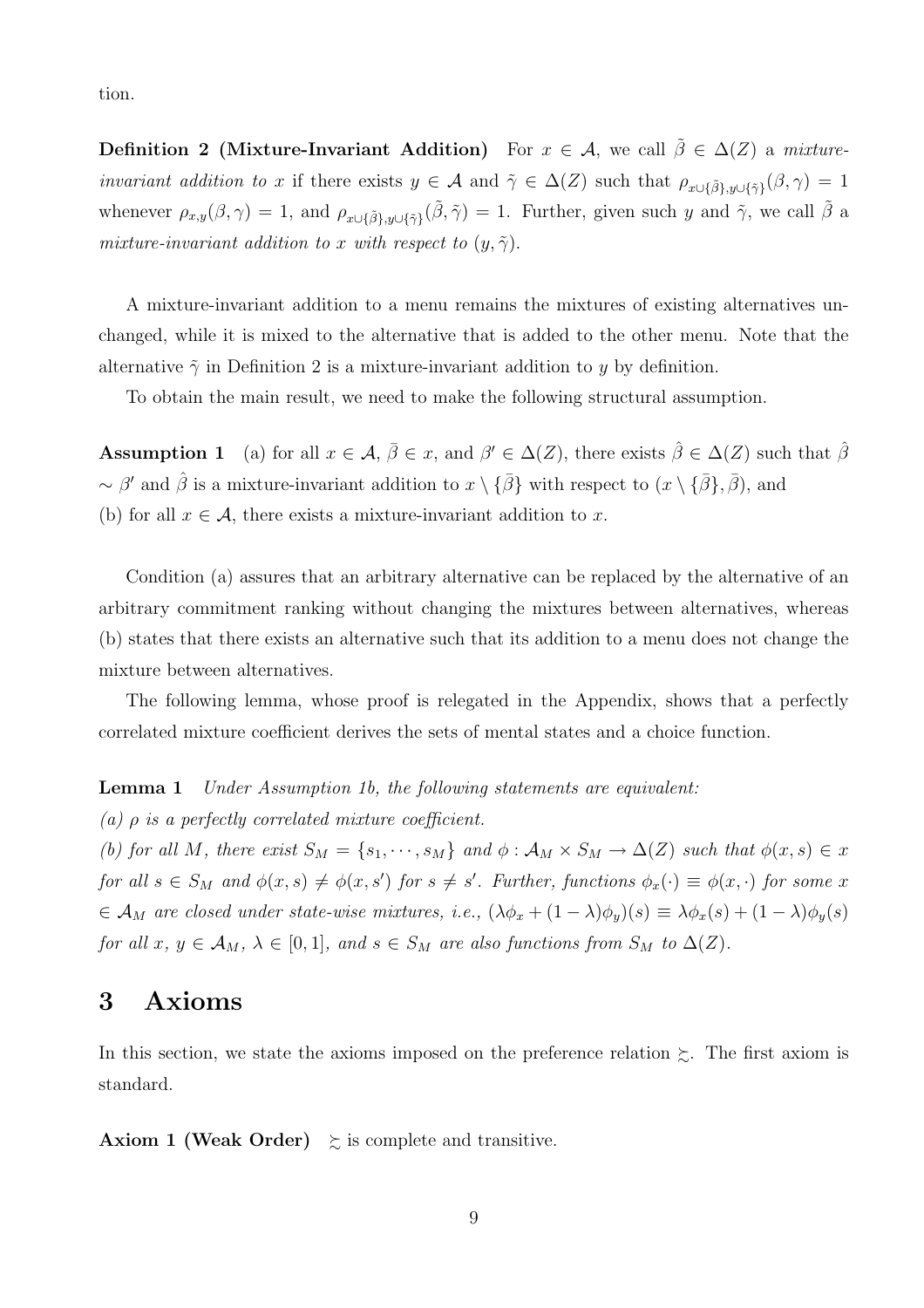tion.

**Definition 2 (Mixture-Invariant Addition)** For $x \in \mathcal{A}$, we call $\tilde{\beta} \in \Delta(Z)$ a *mixture-invariant addition to* $x$ if there exists $y \in \mathcal{A}$ and $\tilde{\gamma} \in \Delta(Z)$ such that $\rho_{x \cup \{\tilde{\beta}\}, y \cup \{\tilde{\gamma}\}}(\beta, \gamma) = 1$ whenever $\rho_{x,y}(\beta, \gamma) = 1$, and $\rho_{x \cup \{\tilde{\beta}\}, y \cup \{\tilde{\gamma}\}}(\tilde{\beta}, \tilde{\gamma}) = 1$. Further, given such $y$ and $\tilde{\gamma}$, we call $\tilde{\beta}$ a *mixture-invariant addition to* $x$ *with respect to* $(y, \tilde{\gamma})$.

A mixture-invariant addition to a menu remains the mixtures of existing alternatives unchanged, while it is mixed to the alternative that is added to the other menu. Note that the alternative $\tilde{\gamma}$ in Definition 2 is a mixture-invariant addition to $y$ by definition.

To obtain the main result, we need to make the following structural assumption.

**Assumption 1** (a) for all $x \in \mathcal{A}$, $\bar{\beta} \in x$, and $\beta' \in \Delta(Z)$, there exists $\hat{\beta} \in \Delta(Z)$ such that $\hat{\beta} \sim \beta'$ and $\hat{\beta}$ is a mixture-invariant addition to $x \setminus \{\bar{\beta}\}$ with respect to $(x \setminus \{\bar{\beta}\}, \bar{\beta})$, and
(b) for all $x \in \mathcal{A}$, there exists a mixture-invariant addition to $x$.

Condition (a) assures that an arbitrary alternative can be replaced by the alternative of an arbitrary commitment ranking without changing the mixtures between alternatives, whereas (b) states that there exists an alternative such that its addition to a menu does not change the mixture between alternatives.

The following lemma, whose proof is relegated in the Appendix, shows that a perfectly correlated mixture coefficient derives the sets of mental states and a choice function.

**Lemma 1** *Under Assumption 1b, the following statements are equivalent:*
*(a) $\rho$ is a perfectly correlated mixture coefficient.*
*(b) for all $M$, there exist $S_M = \{s_1, \cdots, s_M\}$ and $\phi : \mathcal{A}_M \times S_M \to \Delta(Z)$ such that $\phi(x, s) \in x$ for all $s \in S_M$ and $\phi(x, s) \neq \phi(x, s')$ for $s \neq s'$. Further, functions $\phi_x(\cdot) \equiv \phi(x, \cdot)$ for some $x \in \mathcal{A}_M$ are closed under state-wise mixtures, i.e., $(\lambda\phi_x + (1-\lambda)\phi_y)(s) \equiv \lambda\phi_x(s) + (1-\lambda)\phi_y(s)$ for all $x$, $y \in \mathcal{A}_M$, $\lambda \in [0, 1]$, and $s \in S_M$ are also functions from $S_M$ to $\Delta(Z)$.*

# 3 Axioms

In this section, we state the axioms imposed on the preference relation $\succsim$. The first axiom is standard.

**Axiom 1 (Weak Order)** $\succsim$ is complete and transitive.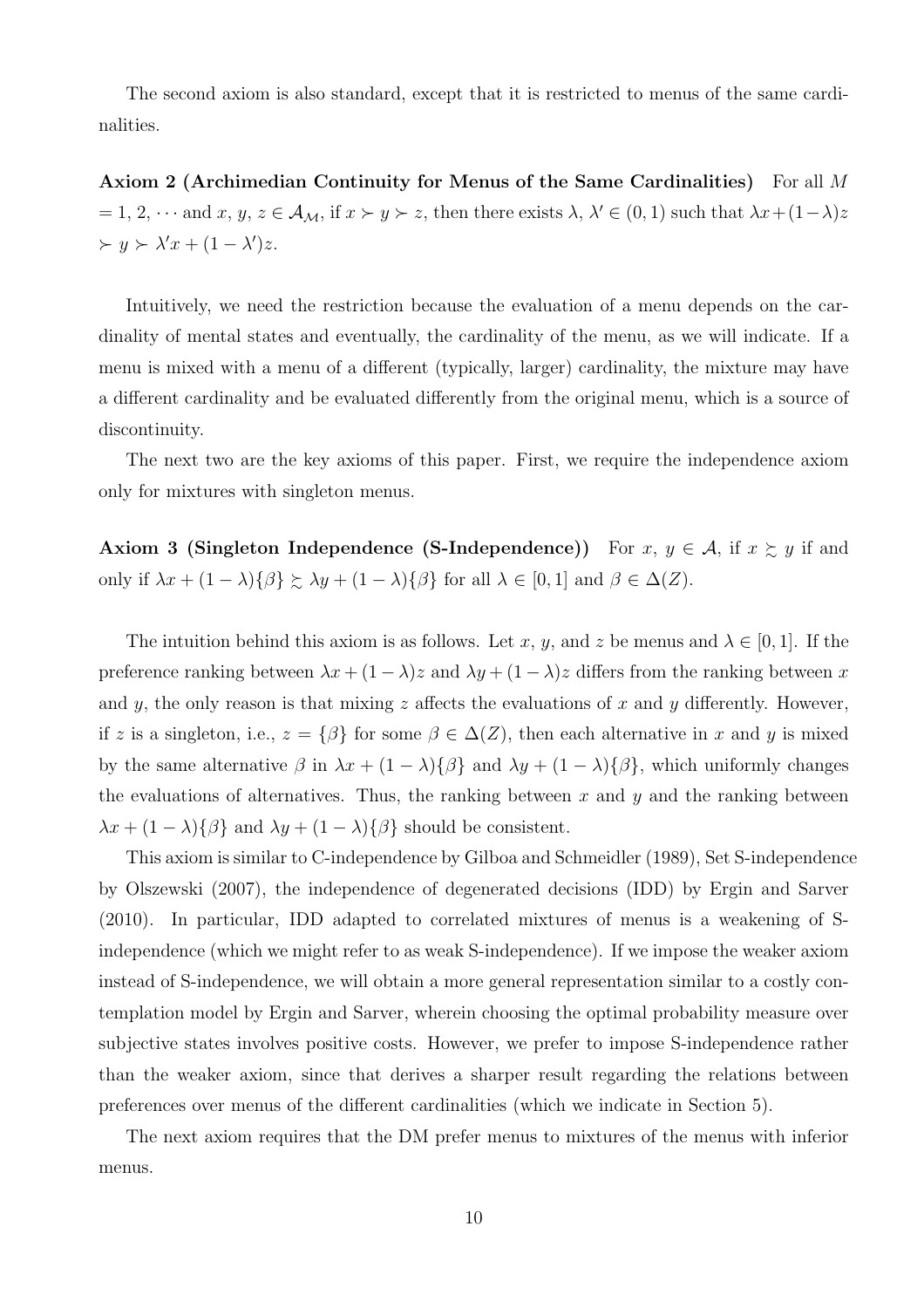The second axiom is also standard, except that it is restricted to menus of the same cardinalities.

**Axiom 2 (Archimedian Continuity for Menus of the Same Cardinalities)** For all $M = 1, 2, \cdots$ and $x, y, z \in \mathcal{A}_{\mathcal{M}}$, if $x \succ y \succ z$, then there exists $\lambda, \lambda' \in (0,1)$ such that $\lambda x + (1-\lambda)z \succ y \succ \lambda' x + (1-\lambda')z$.

Intuitively, we need the restriction because the evaluation of a menu depends on the cardinality of mental states and eventually, the cardinality of the menu, as we will indicate. If a menu is mixed with a menu of a different (typically, larger) cardinality, the mixture may have a different cardinality and be evaluated differently from the original menu, which is a source of discontinuity.

The next two are the key axioms of this paper. First, we require the independence axiom only for mixtures with singleton menus.

**Axiom 3 (Singleton Independence (S-Independence))** For $x, y \in \mathcal{A}$, if $x \succsim y$ if and only if $\lambda x + (1-\lambda)\{\beta\} \succsim \lambda y + (1-\lambda)\{\beta\}$ for all $\lambda \in [0,1]$ and $\beta \in \Delta(Z)$.

The intuition behind this axiom is as follows. Let $x$, $y$, and $z$ be menus and $\lambda \in [0,1]$. If the preference ranking between $\lambda x + (1-\lambda)z$ and $\lambda y + (1-\lambda)z$ differs from the ranking between $x$ and $y$, the only reason is that mixing $z$ affects the evaluations of $x$ and $y$ differently. However, if $z$ is a singleton, i.e., $z = \{\beta\}$ for some $\beta \in \Delta(Z)$, then each alternative in $x$ and $y$ is mixed by the same alternative $\beta$ in $\lambda x + (1-\lambda)\{\beta\}$ and $\lambda y + (1-\lambda)\{\beta\}$, which uniformly changes the evaluations of alternatives. Thus, the ranking between $x$ and $y$ and the ranking between $\lambda x + (1-\lambda)\{\beta\}$ and $\lambda y + (1-\lambda)\{\beta\}$ should be consistent.

This axiom is similar to C-independence by Gilboa and Schmeidler (1989), Set S-independence by Olszewski (2007), the independence of degenerated decisions (IDD) by Ergin and Sarver (2010). In particular, IDD adapted to correlated mixtures of menus is a weakening of S-independence (which we might refer to as weak S-independence). If we impose the weaker axiom instead of S-independence, we will obtain a more general representation similar to a costly contemplation model by Ergin and Sarver, wherein choosing the optimal probability measure over subjective states involves positive costs. However, we prefer to impose S-independence rather than the weaker axiom, since that derives a sharper result regarding the relations between preferences over menus of the different cardinalities (which we indicate in Section 5).

The next axiom requires that the DM prefer menus to mixtures of the menus with inferior menus.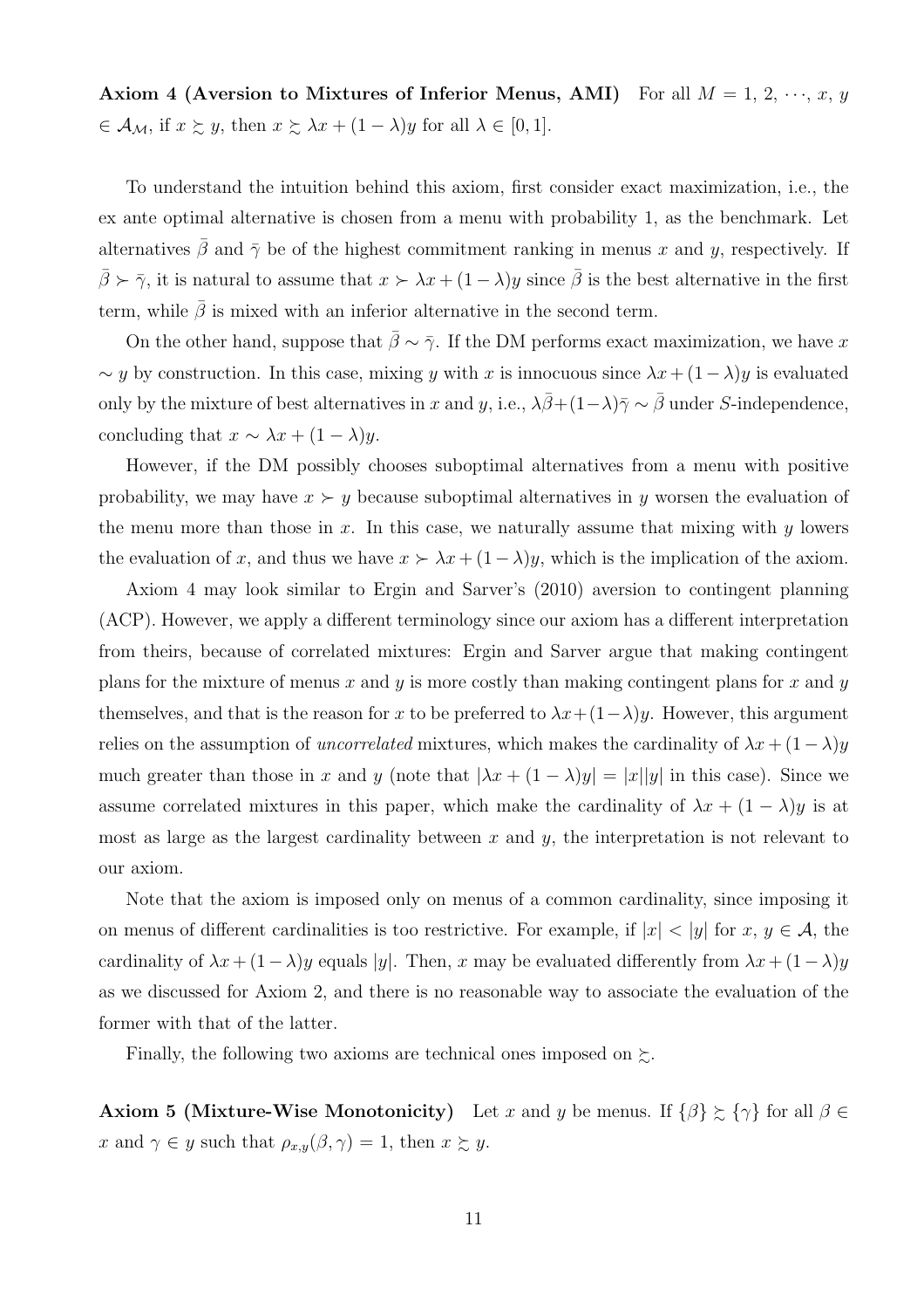**Axiom 4 (Aversion to Mixtures of Inferior Menus, AMI)** For all $M = 1, 2, \cdots, x, y \in \mathcal{A}_{\mathcal{M}}$, if $x \succsim y$, then $x \succsim \lambda x + (1-\lambda)y$ for all $\lambda \in [0, 1]$.

To understand the intuition behind this axiom, first consider exact maximization, i.e., the ex ante optimal alternative is chosen from a menu with probability 1, as the benchmark. Let alternatives $\bar{\beta}$ and $\bar{\gamma}$ be of the highest commitment ranking in menus $x$ and $y$, respectively. If $\bar{\beta} \succ \bar{\gamma}$, it is natural to assume that $x \succ \lambda x + (1-\lambda)y$ since $\bar{\beta}$ is the best alternative in the first term, while $\bar{\beta}$ is mixed with an inferior alternative in the second term.

On the other hand, suppose that $\bar{\beta} \sim \bar{\gamma}$. If the DM performs exact maximization, we have $x \sim y$ by construction. In this case, mixing $y$ with $x$ is innocuous since $\lambda x + (1-\lambda)y$ is evaluated only by the mixture of best alternatives in $x$ and $y$, i.e., $\lambda\bar{\beta}+(1-\lambda)\bar{\gamma} \sim \bar{\beta}$ under $S$-independence, concluding that $x \sim \lambda x + (1-\lambda)y$.

However, if the DM possibly chooses suboptimal alternatives from a menu with positive probability, we may have $x \succ y$ because suboptimal alternatives in $y$ worsen the evaluation of the menu more than those in $x$. In this case, we naturally assume that mixing with $y$ lowers the evaluation of $x$, and thus we have $x \succ \lambda x + (1-\lambda)y$, which is the implication of the axiom.

Axiom 4 may look similar to Ergin and Sarver's (2010) aversion to contingent planning (ACP). However, we apply a different terminology since our axiom has a different interpretation from theirs, because of correlated mixtures: Ergin and Sarver argue that making contingent plans for the mixture of menus $x$ and $y$ is more costly than making contingent plans for $x$ and $y$ themselves, and that is the reason for $x$ to be preferred to $\lambda x+(1-\lambda)y$. However, this argument relies on the assumption of *uncorrelated* mixtures, which makes the cardinality of $\lambda x + (1-\lambda)y$ much greater than those in $x$ and $y$ (note that $|\lambda x + (1-\lambda)y| = |x||y|$ in this case). Since we assume correlated mixtures in this paper, which make the cardinality of $\lambda x + (1-\lambda)y$ is at most as large as the largest cardinality between $x$ and $y$, the interpretation is not relevant to our axiom.

Note that the axiom is imposed only on menus of a common cardinality, since imposing it on menus of different cardinalities is too restrictive. For example, if $|x| < |y|$ for $x, y \in \mathcal{A}$, the cardinality of $\lambda x + (1-\lambda)y$ equals $|y|$. Then, $x$ may be evaluated differently from $\lambda x + (1-\lambda)y$ as we discussed for Axiom 2, and there is no reasonable way to associate the evaluation of the former with that of the latter.

Finally, the following two axioms are technical ones imposed on $\succsim$.

**Axiom 5 (Mixture-Wise Monotonicity)** Let $x$ and $y$ be menus. If $\{\beta\} \succsim \{\gamma\}$ for all $\beta \in x$ and $\gamma \in y$ such that $\rho_{x,y}(\beta, \gamma) = 1$, then $x \succsim y$.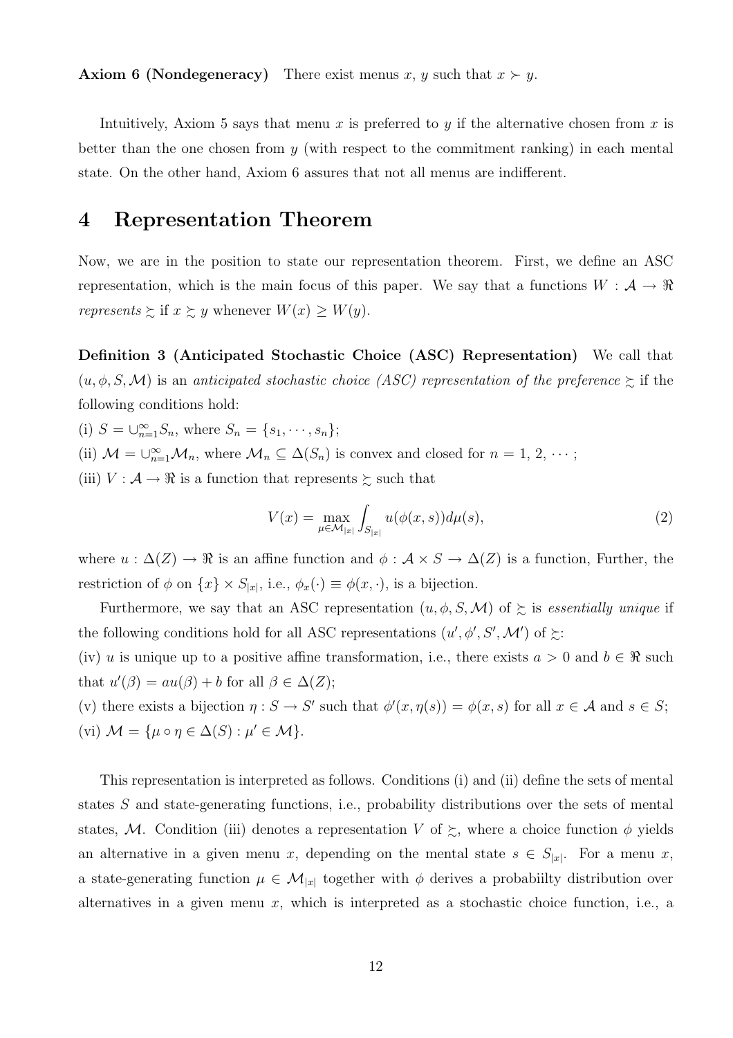**Axiom 6 (Nondegeneracy)** There exist menus $x$, $y$ such that $x \succ y$.

Intuitively, Axiom 5 says that menu $x$ is preferred to $y$ if the alternative chosen from $x$ is better than the one chosen from $y$ (with respect to the commitment ranking) in each mental state. On the other hand, Axiom 6 assures that not all menus are indifferent.

# 4 Representation Theorem

Now, we are in the position to state our representation theorem. First, we define an ASC representation, which is the main focus of this paper. We say that a functions $W : \mathcal{A} \rightarrow \Re$ *represents* $\succsim$ if $x \succsim y$ whenever $W(x) \geq W(y)$.

**Definition 3 (Anticipated Stochastic Choice (ASC) Representation)** We call that $(u, \phi, S, \mathcal{M})$ is an *anticipated stochastic choice (ASC) representation of the preference* $\succsim$ if the following conditions hold:

(i) $S = \cup_{n=1}^{\infty} S_n$, where $S_n = \{s_1, \cdots, s_n\}$;

(ii) $\mathcal{M} = \cup_{n=1}^{\infty} \mathcal{M}_n$, where $\mathcal{M}_n \subseteq \Delta(S_n)$ is convex and closed for $n = 1, 2, \cdots$;

(iii) $V : \mathcal{A} \rightarrow \Re$ is a function that represents $\succsim$ such that

$$V(x) = \max_{\mu \in \mathcal{M}_{|x|}} \int_{S_{|x|}} u(\phi(x, s)) d\mu(s), \tag{2}$$

where $u : \Delta(Z) \rightarrow \Re$ is an affine function and $\phi : \mathcal{A} \times S \rightarrow \Delta(Z)$ is a function, Further, the restriction of $\phi$ on $\{x\} \times S_{|x|}$, i.e., $\phi_x(\cdot) \equiv \phi(x, \cdot)$, is a bijection.

Furthermore, we say that an ASC representation $(u, \phi, S, \mathcal{M})$ of $\succsim$ is *essentially unique* if the following conditions hold for all ASC representations $(u', \phi', S', \mathcal{M}')$ of $\succsim$:

(iv) $u$ is unique up to a positive affine transformation, i.e., there exists $a > 0$ and $b \in \Re$ such that $u'(\beta) = au(\beta) + b$ for all $\beta \in \Delta(Z)$;

(v) there exists a bijection $\eta : S \rightarrow S'$ such that $\phi'(x, \eta(s)) = \phi(x, s)$ for all $x \in \mathcal{A}$ and $s \in S$;

(vi) $\mathcal{M} = \{\mu \circ \eta \in \Delta(S) : \mu' \in \mathcal{M}\}$.

This representation is interpreted as follows. Conditions (i) and (ii) define the sets of mental states $S$ and state-generating functions, i.e., probability distributions over the sets of mental states, $\mathcal{M}$. Condition (iii) denotes a representation $V$ of $\succsim$, where a choice function $\phi$ yields an alternative in a given menu $x$, depending on the mental state $s \in S_{|x|}$. For a menu $x$, a state-generating function $\mu \in \mathcal{M}_{|x|}$ together with $\phi$ derives a probabiilty distribution over alternatives in a given menu $x$, which is interpreted as a stochastic choice function, i.e., a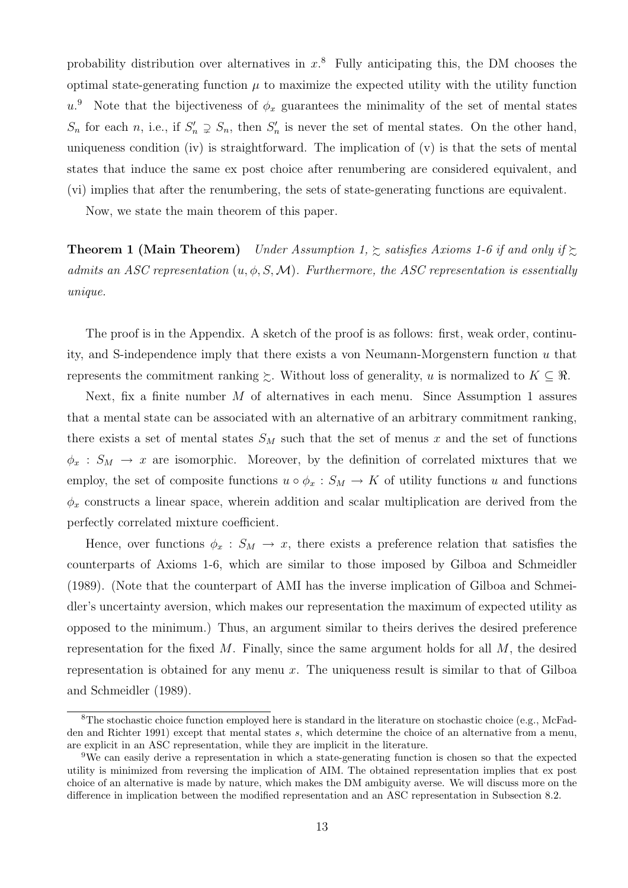probability distribution over alternatives in $x$.[8] Fully anticipating this, the DM chooses the optimal state-generating function $\mu$ to maximize the expected utility with the utility function $u$.[9] Note that the bijectiveness of $\phi_x$ guarantees the minimality of the set of mental states $S_n$ for each $n$, i.e., if $S'_n \supsetneq S_n$, then $S'_n$ is never the set of mental states. On the other hand, uniqueness condition (iv) is straightforward. The implication of (v) is that the sets of mental states that induce the same ex post choice after renumbering are considered equivalent, and (vi) implies that after the renumbering, the sets of state-generating functions are equivalent.

Now, we state the main theorem of this paper.

**Theorem 1 (Main Theorem)** *Under Assumption 1, $\succsim$ satisfies Axioms 1-6 if and only if $\succsim$ admits an ASC representation $(u, \phi, S, \mathcal{M})$. Furthermore, the ASC representation is essentially unique.*

The proof is in the Appendix. A sketch of the proof is as follows: first, weak order, continuity, and S-independence imply that there exists a von Neumann-Morgenstern function $u$ that represents the commitment ranking $\succsim$. Without loss of generality, $u$ is normalized to $K \subseteq \Re$.

Next, fix a finite number $M$ of alternatives in each menu. Since Assumption 1 assures that a mental state can be associated with an alternative of an arbitrary commitment ranking, there exists a set of mental states $S_M$ such that the set of menus $x$ and the set of functions $\phi_x : S_M \to x$ are isomorphic. Moreover, by the definition of correlated mixtures that we employ, the set of composite functions $u \circ \phi_x : S_M \to K$ of utility functions $u$ and functions $\phi_x$ constructs a linear space, wherein addition and scalar multiplication are derived from the perfectly correlated mixture coefficient.

Hence, over functions $\phi_x : S_M \to x$, there exists a preference relation that satisfies the counterparts of Axioms 1-6, which are similar to those imposed by Gilboa and Schmeidler (1989). (Note that the counterpart of AMI has the inverse implication of Gilboa and Schmeidler's uncertainty aversion, which makes our representation the maximum of expected utility as opposed to the minimum.) Thus, an argument similar to theirs derives the desired preference representation for the fixed $M$. Finally, since the same argument holds for all $M$, the desired representation is obtained for any menu $x$. The uniqueness result is similar to that of Gilboa and Schmeidler (1989).

---

[8] The stochastic choice function employed here is standard in the literature on stochastic choice (e.g., McFadden and Richter 1991) except that mental states $s$, which determine the choice of an alternative from a menu, are explicit in an ASC representation, while they are implicit in the literature.

[9] We can easily derive a representation in which a state-generating function is chosen so that the expected utility is minimized from reversing the implication of AIM. The obtained representation implies that ex post choice of an alternative is made by nature, which makes the DM ambiguity averse. We will discuss more on the difference in implication between the modified representation and an ASC representation in Subsection 8.2.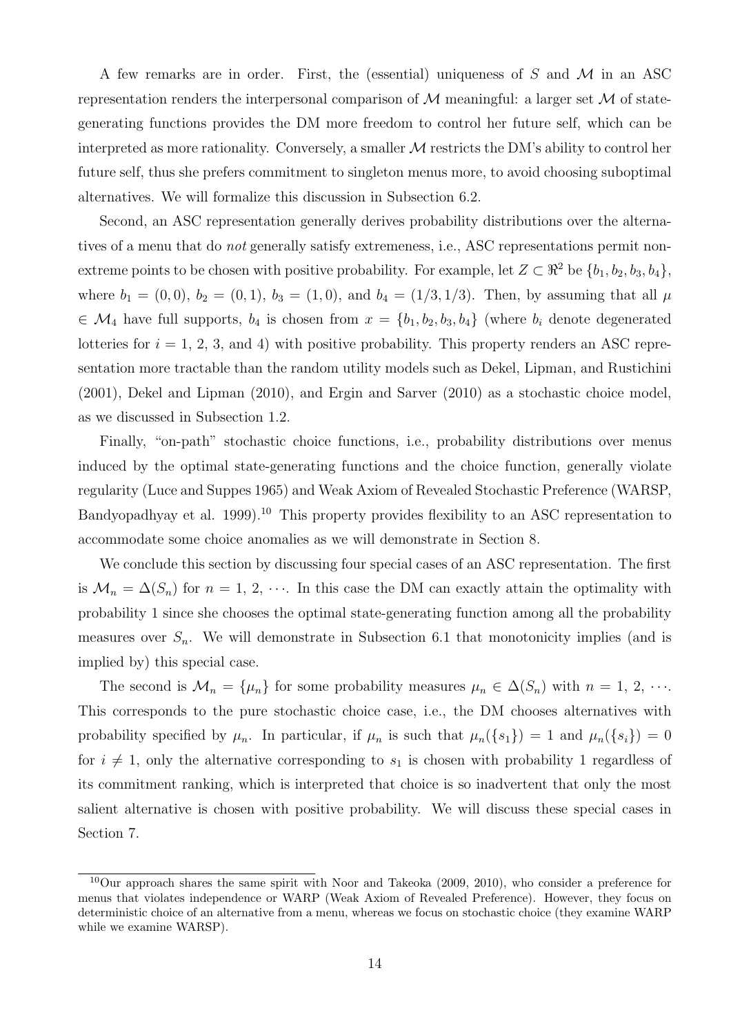A few remarks are in order. First, the (essential) uniqueness of $S$ and $\mathcal{M}$ in an ASC representation renders the interpersonal comparison of $\mathcal{M}$ meaningful: a larger set $\mathcal{M}$ of state-generating functions provides the DM more freedom to control her future self, which can be interpreted as more rationality. Conversely, a smaller $\mathcal{M}$ restricts the DM's ability to control her future self, thus she prefers commitment to singleton menus more, to avoid choosing suboptimal alternatives. We will formalize this discussion in Subsection 6.2.

Second, an ASC representation generally derives probability distributions over the alternatives of a menu that do *not* generally satisfy extremeness, i.e., ASC representations permit non-extreme points to be chosen with positive probability. For example, let $Z \subset \Re^2$ be $\{b_1, b_2, b_3, b_4\}$, where $b_1 = (0, 0)$, $b_2 = (0, 1)$, $b_3 = (1, 0)$, and $b_4 = (1/3, 1/3)$. Then, by assuming that all $\mu \in \mathcal{M}_4$ have full supports, $b_4$ is chosen from $x = \{b_1, b_2, b_3, b_4\}$ (where $b_i$ denote degenerated lotteries for $i$ = 1, 2, 3, and 4) with positive probability. This property renders an ASC representation more tractable than the random utility models such as Dekel, Lipman, and Rustichini (2001), Dekel and Lipman (2010), and Ergin and Sarver (2010) as a stochastic choice model, as we discussed in Subsection 1.2.

Finally, "on-path" stochastic choice functions, i.e., probability distributions over menus induced by the optimal state-generating functions and the choice function, generally violate regularity (Luce and Suppes 1965) and Weak Axiom of Revealed Stochastic Preference (WARSP, Bandyopadhyay et al. 1999).[10] This property provides flexibility to an ASC representation to accommodate some choice anomalies as we will demonstrate in Section 8.

We conclude this section by discussing four special cases of an ASC representation. The first is $\mathcal{M}_n = \Delta(S_n)$ for $n$ = 1, 2, $\cdots$. In this case the DM can exactly attain the optimality with probability 1 since she chooses the optimal state-generating function among all the probability measures over $S_n$. We will demonstrate in Subsection 6.1 that monotonicity implies (and is implied by) this special case.

The second is $\mathcal{M}_n = \{\mu_n\}$ for some probability measures $\mu_n \in \Delta(S_n)$ with $n$ = 1, 2, $\cdots$. This corresponds to the pure stochastic choice case, i.e., the DM chooses alternatives with probability specified by $\mu_n$. In particular, if $\mu_n$ is such that $\mu_n(\{s_1\}) = 1$ and $\mu_n(\{s_i\}) = 0$ for $i \neq 1$, only the alternative corresponding to $s_1$ is chosen with probability 1 regardless of its commitment ranking, which is interpreted that choice is so inadvertent that only the most salient alternative is chosen with positive probability. We will discuss these special cases in Section 7.

---

[10] Our approach shares the same spirit with Noor and Takeoka (2009, 2010), who consider a preference for menus that violates independence or WARP (Weak Axiom of Revealed Preference). However, they focus on deterministic choice of an alternative from a menu, whereas we focus on stochastic choice (they examine WARP while we examine WARSP).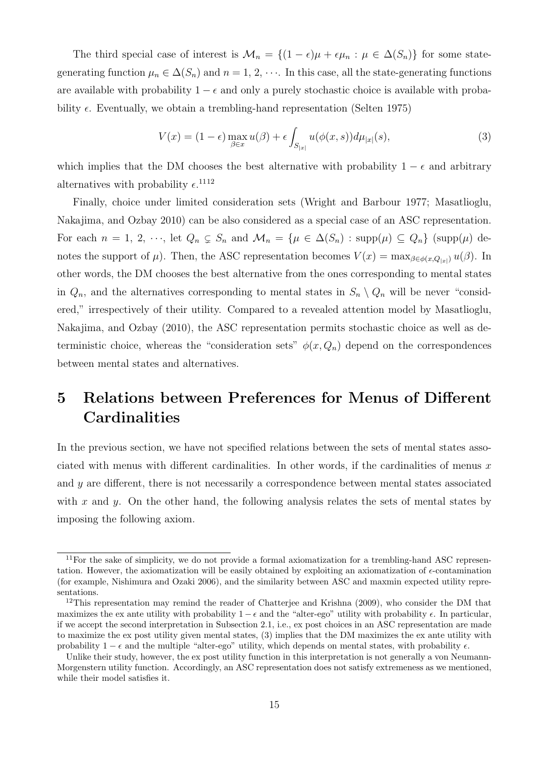The third special case of interest is $\mathcal{M}_n = \{(1-\epsilon)\mu + \epsilon\mu_n : \mu \in \Delta(S_n)\}$ for some state-generating function $\mu_n \in \Delta(S_n)$ and $n = 1, 2, \cdots$. In this case, all the state-generating functions are available with probability $1-\epsilon$ and only a purely stochastic choice is available with probability $\epsilon$. Eventually, we obtain a trembling-hand representation (Selten 1975)

$$V(x) = (1-\epsilon)\max_{\beta \in x} u(\beta) + \epsilon \int_{S_{|x|}} u(\phi(x,s))d\mu_{|x|}(s), \tag{3}$$

which implies that the DM chooses the best alternative with probability $1-\epsilon$ and arbitrary alternatives with probability $\epsilon$.[11][12]

Finally, choice under limited consideration sets (Wright and Barbour 1977; Masatlioglu, Nakajima, and Ozbay 2010) can be also considered as a special case of an ASC representation. For each $n = 1, 2, \cdots$, let $Q_n \subsetneq S_n$ and $\mathcal{M}_n = \{\mu \in \Delta(S_n) : \text{supp}(\mu) \subseteq Q_n\}$ (supp($\mu$) denotes the support of $\mu$). Then, the ASC representation becomes $V(x) = \max_{\beta \in \phi(x, Q_{|x|})} u(\beta)$. In other words, the DM chooses the best alternative from the ones corresponding to mental states in $Q_n$, and the alternatives corresponding to mental states in $S_n \setminus Q_n$ will be never "considered," irrespectively of their utility. Compared to a revealed attention model by Masatlioglu, Nakajima, and Ozbay (2010), the ASC representation permits stochastic choice as well as deterministic choice, whereas the "consideration sets" $\phi(x, Q_n)$ depend on the correspondences between mental states and alternatives.

# 5 Relations between Preferences for Menus of Different Cardinalities

In the previous section, we have not specified relations between the sets of mental states associated with menus with different cardinalities. In other words, if the cardinalities of menus $x$ and $y$ are different, there is not necessarily a correspondence between mental states associated with $x$ and $y$. On the other hand, the following analysis relates the sets of mental states by imposing the following axiom.

---

[11] For the sake of simplicity, we do not provide a formal axiomatization for a trembling-hand ASC representation. However, the axiomatization will be easily obtained by exploiting an axiomatization of $\epsilon$-contamination (for example, Nishimura and Ozaki 2006), and the similarity between ASC and maxmin expected utility representations.

[12] This representation may remind the reader of Chatterjee and Krishna (2009), who consider the DM that maximizes the ex ante utility with probability $1-\epsilon$ and the "alter-ego" utility with probability $\epsilon$. In particular, if we accept the second interpretation in Subsection 2.1, i.e., ex post choices in an ASC representation are made to maximize the ex post utility given mental states, (3) implies that the DM maximizes the ex ante utility with probability $1-\epsilon$ and the multiple "alter-ego" utility, which depends on mental states, with probability $\epsilon$.

Unlike their study, however, the ex post utility function in this interpretation is not generally a von Neumann-Morgenstern utility function. Accordingly, an ASC representation does not satisfy extremeness as we mentioned, while their model satisfies it.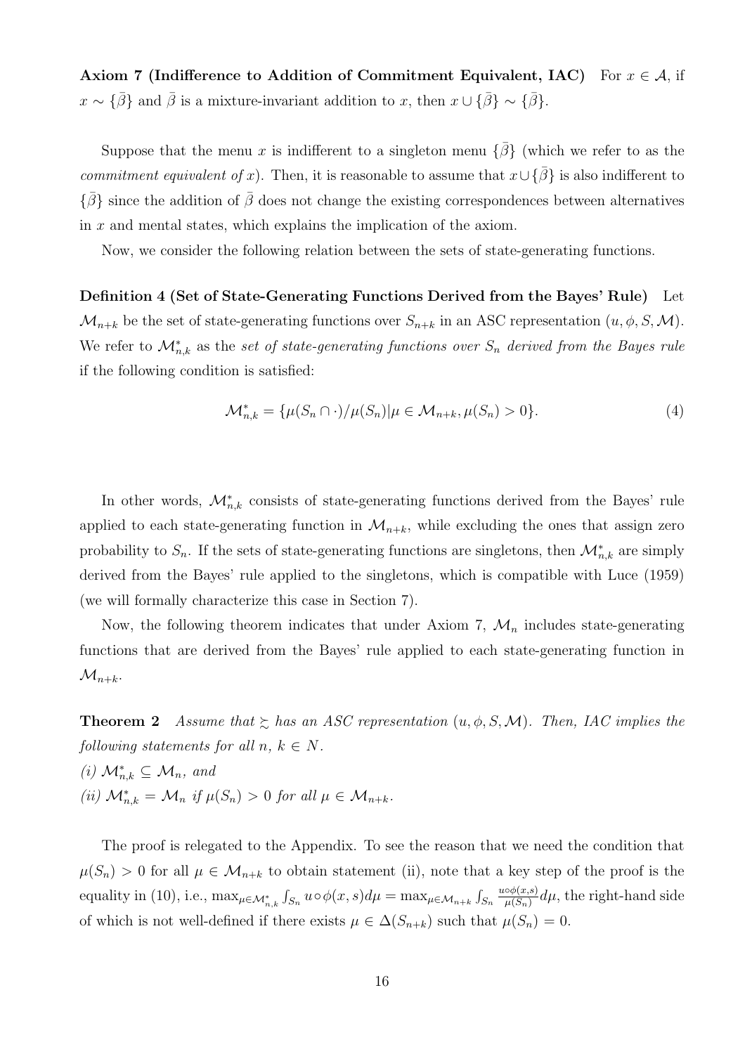**Axiom 7 (Indifference to Addition of Commitment Equivalent, IAC)** For $x \in \mathcal{A}$, if $x \sim \{\bar{\beta}\}$ and $\bar{\beta}$ is a mixture-invariant addition to $x$, then $x \cup \{\bar{\beta}\} \sim \{\bar{\beta}\}$.

Suppose that the menu $x$ is indifferent to a singleton menu $\{\bar{\beta}\}$ (which we refer to as the *commitment equivalent of* $x$). Then, it is reasonable to assume that $x \cup \{\bar{\beta}\}$ is also indifferent to $\{\bar{\beta}\}$ since the addition of $\bar{\beta}$ does not change the existing correspondences between alternatives in $x$ and mental states, which explains the implication of the axiom.

Now, we consider the following relation between the sets of state-generating functions.

**Definition 4 (Set of State-Generating Functions Derived from the Bayes' Rule)** Let $\mathcal{M}_{n+k}$ be the set of state-generating functions over $S_{n+k}$ in an ASC representation $(u, \phi, S, \mathcal{M})$. We refer to $\mathcal{M}^*_{n,k}$ as the *set of state-generating functions over* $S_n$ *derived from the Bayes rule* if the following condition is satisfied:

$$\mathcal{M}^*_{n,k} = \{\mu(S_n \cap \cdot)/\mu(S_n) | \mu \in \mathcal{M}_{n+k}, \mu(S_n) > 0\}. \tag{4}$$

In other words, $\mathcal{M}^*_{n,k}$ consists of state-generating functions derived from the Bayes' rule applied to each state-generating function in $\mathcal{M}_{n+k}$, while excluding the ones that assign zero probability to $S_n$. If the sets of state-generating functions are singletons, then $\mathcal{M}^*_{n,k}$ are simply derived from the Bayes' rule applied to the singletons, which is compatible with Luce (1959) (we will formally characterize this case in Section 7).

Now, the following theorem indicates that under Axiom 7, $\mathcal{M}_n$ includes state-generating functions that are derived from the Bayes' rule applied to each state-generating function in $\mathcal{M}_{n+k}$.

**Theorem 2** *Assume that $\succsim$ has an ASC representation $(u, \phi, S, \mathcal{M})$. Then, IAC implies the following statements for all $n$, $k \in N$.*
*(i) $\mathcal{M}^*_{n,k} \subseteq \mathcal{M}_n$, and*
*(ii) $\mathcal{M}^*_{n,k} = \mathcal{M}_n$ if $\mu(S_n) > 0$ for all $\mu \in \mathcal{M}_{n+k}$.*

The proof is relegated to the Appendix. To see the reason that we need the condition that $\mu(S_n) > 0$ for all $\mu \in \mathcal{M}_{n+k}$ to obtain statement (ii), note that a key step of the proof is the equality in (10), i.e., $\max_{\mu \in \mathcal{M}^*_{n,k}} \int_{S_n} u \circ \phi(x, s) d\mu = \max_{\mu \in \mathcal{M}_{n+k}} \int_{S_n} \frac{u \circ \phi(x,s)}{\mu(S_n)} d\mu$, the right-hand side of which is not well-defined if there exists $\mu \in \Delta(S_{n+k})$ such that $\mu(S_n) = 0$.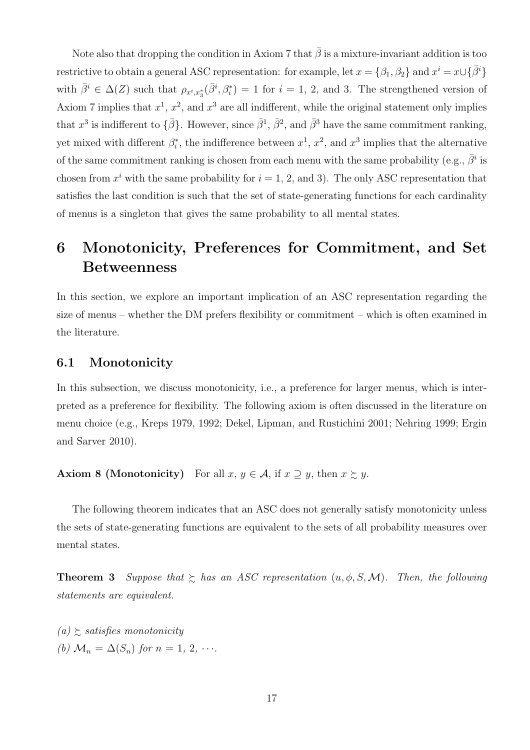Note also that dropping the condition in Axiom 7 that $\bar{\beta}$ is a mixture-invariant addition is too restrictive to obtain a general ASC representation: for example, let $x = \{\beta_1, \beta_2\}$ and $x^i = x \cup \{\bar{\beta}^i\}$ with $\bar{\beta}^i \in \Delta(Z)$ such that $\rho_{x^i, x_3^*}(\bar{\beta}^i, \beta_i^*) = 1$ for $i = 1$, 2, and 3. The strengthened version of Axiom 7 implies that $x^1$, $x^2$, and $x^3$ are all indifferent, while the original statement only implies that $x^3$ is indifferent to $\{\bar{\beta}\}$. However, since $\bar{\beta}^1$, $\bar{\beta}^2$, and $\bar{\beta}^3$ have the same commitment ranking, yet mixed with different $\beta_i^*$, the indifference between $x^1$, $x^2$, and $x^3$ implies that the alternative of the same commitment ranking is chosen from each menu with the same probability (e.g., $\bar{\beta}^i$ is chosen from $x^i$ with the same probability for $i = 1$, 2, and 3). The only ASC representation that satisfies the last condition is such that the set of state-generating functions for each cardinality of menus is a singleton that gives the same probability to all mental states.

# 6 Monotonicity, Preferences for Commitment, and Set Betweenness

In this section, we explore an important implication of an ASC representation regarding the size of menus – whether the DM prefers flexibility or commitment – which is often examined in the literature.

## 6.1 Monotonicity

In this subsection, we discuss monotonicity, i.e., a preference for larger menus, which is interpreted as a preference for flexibility. The following axiom is often discussed in the literature on menu choice (e.g., Kreps 1979, 1992; Dekel, Lipman, and Rustichini 2001; Nehring 1999; Ergin and Sarver 2010).

**Axiom 8 (Monotonicity)** For all $x$, $y \in \mathcal{A}$, if $x \supseteq y$, then $x \succsim y$.

The following theorem indicates that an ASC does not generally satisfy monotonicity unless the sets of state-generating functions are equivalent to the sets of all probability measures over mental states.

**Theorem 3** *Suppose that $\succsim$ has an ASC representation $(u, \phi, S, \mathcal{M})$. Then, the following statements are equivalent.*

*(a) $\succsim$ satisfies monotonicity*
*(b) $\mathcal{M}_n = \Delta(S_n)$ for $n = 1, 2, \cdots$.*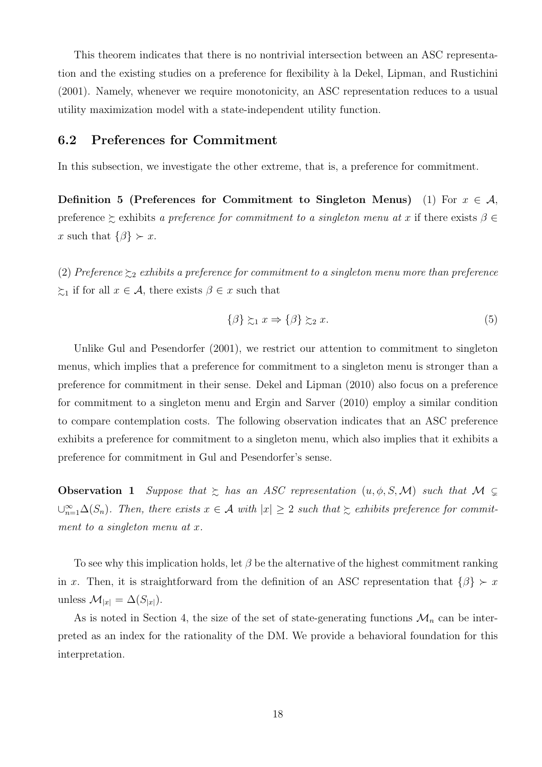This theorem indicates that there is no nontrivial intersection between an ASC representation and the existing studies on a preference for flexibility à la Dekel, Lipman, and Rustichini (2001). Namely, whenever we require monotonicity, an ASC representation reduces to a usual utility maximization model with a state-independent utility function.

## 6.2 Preferences for Commitment

In this subsection, we investigate the other extreme, that is, a preference for commitment.

**Definition 5 (Preferences for Commitment to Singleton Menus)** (1) For $x \in \mathcal{A}$, preference $\succsim$ exhibits *a preference for commitment to a singleton menu at* $x$ if there exists $\beta \in x$ such that $\{\beta\} \succ x$.

(2) *Preference* $\succsim_2$ *exhibits a preference for commitment to a singleton menu more than preference* $\succsim_1$ if for all $x \in \mathcal{A}$, there exists $\beta \in x$ such that

$$\{\beta\} \succsim_1 x \Rightarrow \{\beta\} \succsim_2 x. \tag{5}$$

Unlike Gul and Pesendorfer (2001), we restrict our attention to commitment to singleton menus, which implies that a preference for commitment to a singleton menu is stronger than a preference for commitment in their sense. Dekel and Lipman (2010) also focus on a preference for commitment to a singleton menu and Ergin and Sarver (2010) employ a similar condition to compare contemplation costs. The following observation indicates that an ASC preference exhibits a preference for commitment to a singleton menu, which also implies that it exhibits a preference for commitment in Gul and Pesendorfer's sense.

**Observation 1** *Suppose that* $\succsim$ *has an ASC representation* $(u, \phi, S, \mathcal{M})$ *such that* $\mathcal{M} \subsetneq \cup_{n=1}^{\infty} \Delta(S_n)$. *Then, there exists* $x \in \mathcal{A}$ *with* $|x| \geq 2$ *such that* $\succsim$ *exhibits preference for commitment to a singleton menu at* $x$.

To see why this implication holds, let $\beta$ be the alternative of the highest commitment ranking in $x$. Then, it is straightforward from the definition of an ASC representation that $\{\beta\} \succ x$ unless $\mathcal{M}_{|x|} = \Delta(S_{|x|})$.

As is noted in Section 4, the size of the set of state-generating functions $\mathcal{M}_n$ can be interpreted as an index for the rationality of the DM. We provide a behavioral foundation for this interpretation.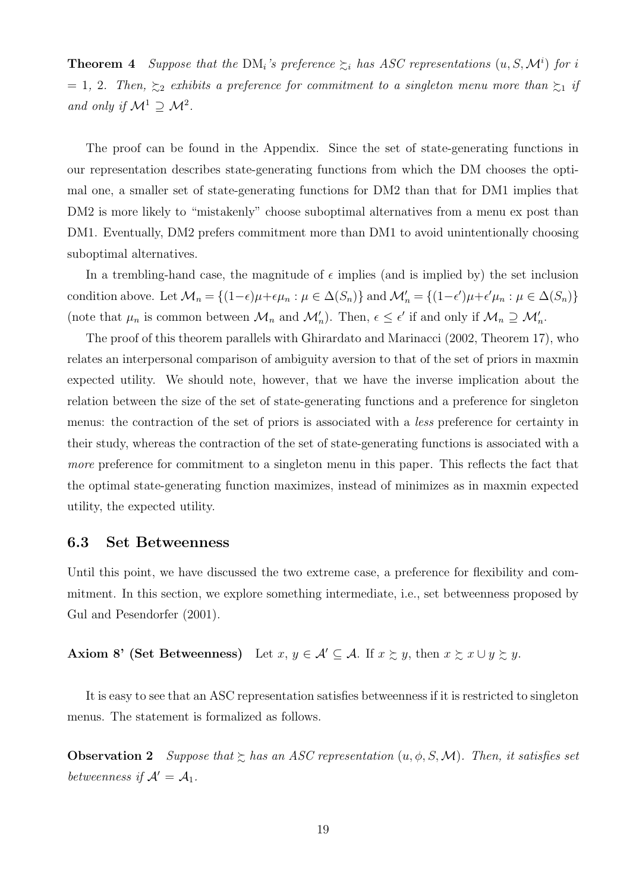**Theorem 4** *Suppose that the* $\mathrm{DM}_i$*'s preference* $\succsim_i$ *has ASC representations* $(u, S, \mathcal{M}^i)$ *for* $i$ *= 1, 2. Then,* $\succsim_2$ *exhibits a preference for commitment to a singleton menu more than* $\succsim_1$ *if and only if* $\mathcal{M}^1 \supseteq \mathcal{M}^2$*.*

The proof can be found in the Appendix. Since the set of state-generating functions in our representation describes state-generating functions from which the DM chooses the optimal one, a smaller set of state-generating functions for DM2 than that for DM1 implies that DM2 is more likely to "mistakenly" choose suboptimal alternatives from a menu ex post than DM1. Eventually, DM2 prefers commitment more than DM1 to avoid unintentionally choosing suboptimal alternatives.

In a trembling-hand case, the magnitude of $\epsilon$ implies (and is implied by) the set inclusion condition above. Let $\mathcal{M}_n = \{(1-\epsilon)\mu + \epsilon\mu_n : \mu \in \Delta(S_n)\}$ and $\mathcal{M}'_n = \{(1-\epsilon')\mu + \epsilon'\mu_n : \mu \in \Delta(S_n)\}$ (note that $\mu_n$ is common between $\mathcal{M}_n$ and $\mathcal{M}'_n$). Then, $\epsilon \leq \epsilon'$ if and only if $\mathcal{M}_n \supseteq \mathcal{M}'_n$.

The proof of this theorem parallels with Ghirardato and Marinacci (2002, Theorem 17), who relates an interpersonal comparison of ambiguity aversion to that of the set of priors in maxmin expected utility. We should note, however, that we have the inverse implication about the relation between the size of the set of state-generating functions and a preference for singleton menus: the contraction of the set of priors is associated with a *less* preference for certainty in their study, whereas the contraction of the set of state-generating functions is associated with a *more* preference for commitment to a singleton menu in this paper. This reflects the fact that the optimal state-generating function maximizes, instead of minimizes as in maxmin expected utility, the expected utility.

### 6.3 Set Betweenness

Until this point, we have discussed the two extreme case, a preference for flexibility and commitment. In this section, we explore something intermediate, i.e., set betweenness proposed by Gul and Pesendorfer (2001).

**Axiom 8' (Set Betweenness)** Let $x, y \in \mathcal{A}' \subseteq \mathcal{A}$. If $x \succsim y$, then $x \succsim x \cup y \succsim y$.

It is easy to see that an ASC representation satisfies betweenness if it is restricted to singleton menus. The statement is formalized as follows.

**Observation 2** *Suppose that* $\succsim$ *has an ASC representation* $(u, \phi, S, \mathcal{M})$*. Then, it satisfies set betweenness if* $\mathcal{A}' = \mathcal{A}_1$*.*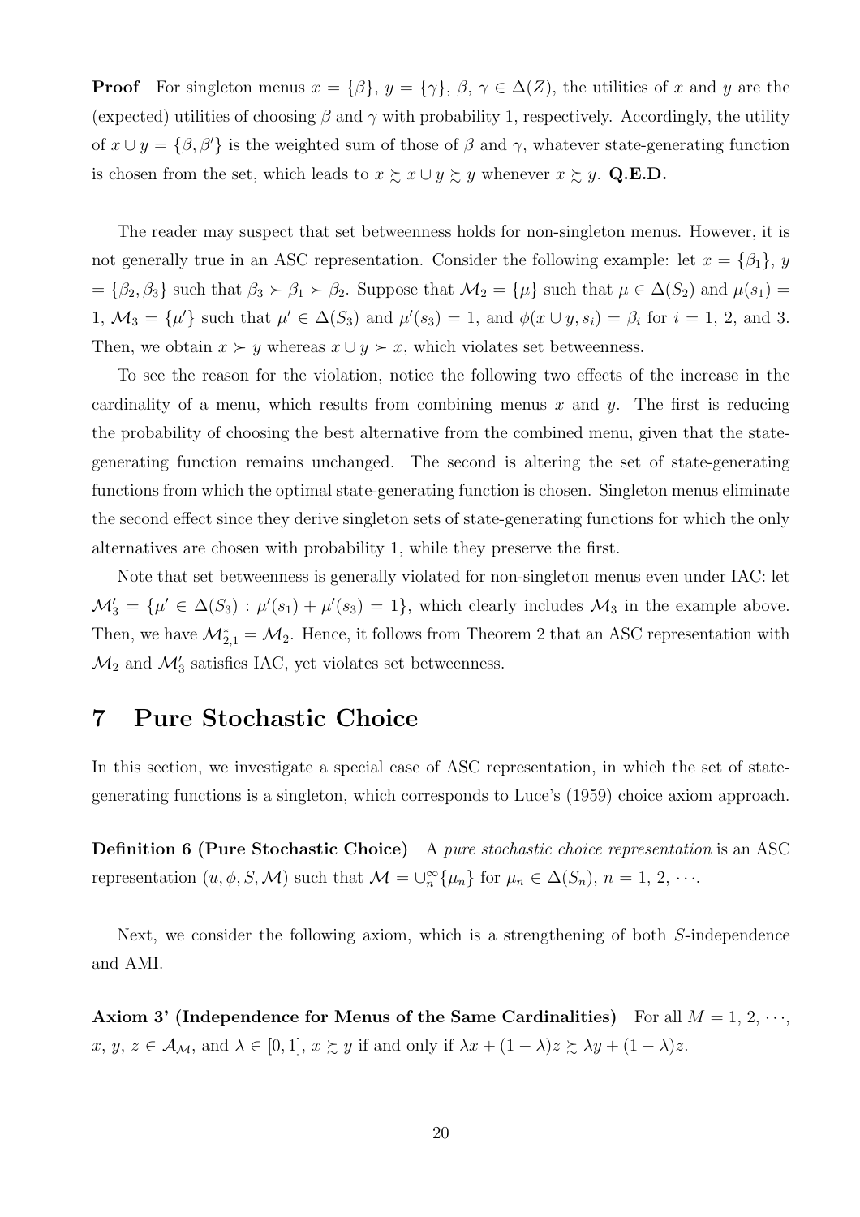**Proof** For singleton menus $x = \{\beta\}$, $y = \{\gamma\}$, $\beta$, $\gamma \in \Delta(Z)$, the utilities of $x$ and $y$ are the (expected) utilities of choosing $\beta$ and $\gamma$ with probability 1, respectively. Accordingly, the utility of $x \cup y = \{\beta, \beta'\}$ is the weighted sum of those of $\beta$ and $\gamma$, whatever state-generating function is chosen from the set, which leads to $x \succsim x \cup y \succsim y$ whenever $x \succsim y$. **Q.E.D.**

The reader may suspect that set betweenness holds for non-singleton menus. However, it is not generally true in an ASC representation. Consider the following example: let $x = \{\beta_1\}$, $y = \{\beta_2, \beta_3\}$ such that $\beta_3 \succ \beta_1 \succ \beta_2$. Suppose that $\mathcal{M}_2 = \{\mu\}$ such that $\mu \in \Delta(S_2)$ and $\mu(s_1) = 1$, $\mathcal{M}_3 = \{\mu'\}$ such that $\mu' \in \Delta(S_3)$ and $\mu'(s_3) = 1$, and $\phi(x \cup y, s_i) = \beta_i$ for $i = 1$, 2, and 3. Then, we obtain $x \succ y$ whereas $x \cup y \succ x$, which violates set betweenness.

To see the reason for the violation, notice the following two effects of the increase in the cardinality of a menu, which results from combining menus $x$ and $y$. The first is reducing the probability of choosing the best alternative from the combined menu, given that the state-generating function remains unchanged. The second is altering the set of state-generating functions from which the optimal state-generating function is chosen. Singleton menus eliminate the second effect since they derive singleton sets of state-generating functions for which the only alternatives are chosen with probability 1, while they preserve the first.

Note that set betweenness is generally violated for non-singleton menus even under IAC: let $\mathcal{M}'_3 = \{\mu' \in \Delta(S_3) : \mu'(s_1) + \mu'(s_3) = 1\}$, which clearly includes $\mathcal{M}_3$ in the example above. Then, we have $\mathcal{M}^*_{2,1} = \mathcal{M}_2$. Hence, it follows from Theorem 2 that an ASC representation with $\mathcal{M}_2$ and $\mathcal{M}'_3$ satisfies IAC, yet violates set betweenness.

# 7 Pure Stochastic Choice

In this section, we investigate a special case of ASC representation, in which the set of state-generating functions is a singleton, which corresponds to Luce's (1959) choice axiom approach.

**Definition 6 (Pure Stochastic Choice)** A *pure stochastic choice representation* is an ASC representation $(u, \phi, S, \mathcal{M})$ such that $\mathcal{M} = \cup_n^\infty \{\mu_n\}$ for $\mu_n \in \Delta(S_n)$, $n = 1, 2, \cdots$.

Next, we consider the following axiom, which is a strengthening of both $S$-independence and AMI.

**Axiom 3' (Independence for Menus of the Same Cardinalities)** For all $M = 1, 2, \cdots$, $x, y, z \in \mathcal{A}_\mathcal{M}$, and $\lambda \in [0, 1]$, $x \succsim y$ if and only if $\lambda x + (1 - \lambda)z \succsim \lambda y + (1 - \lambda)z$.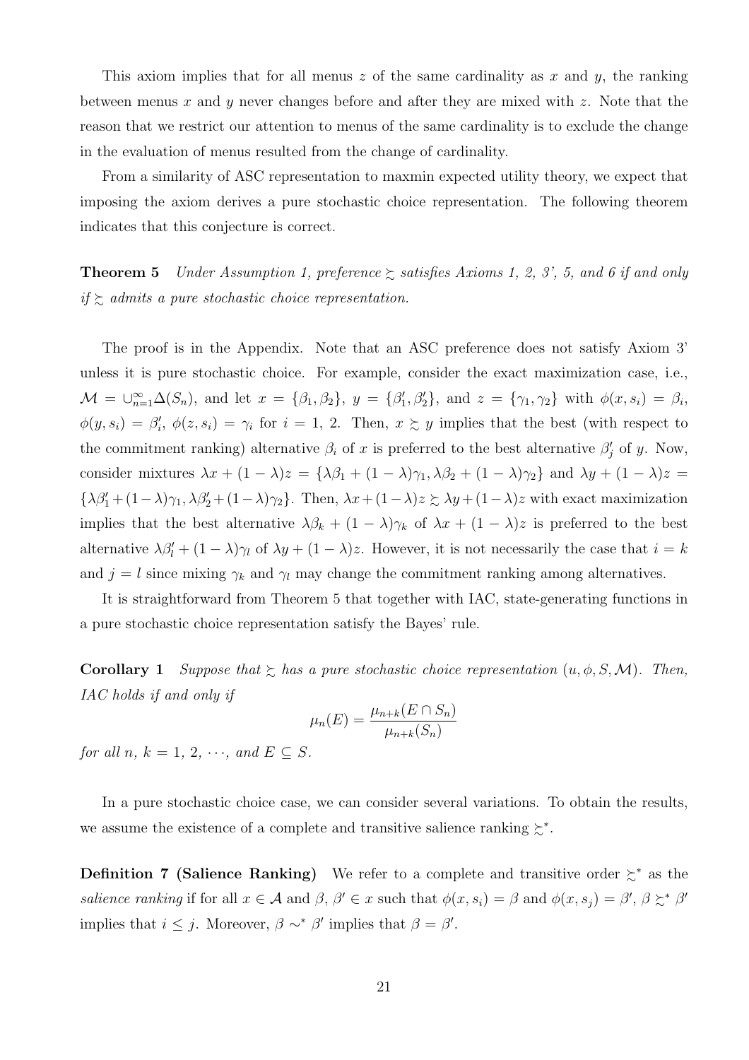This axiom implies that for all menus $z$ of the same cardinality as $x$ and $y$, the ranking between menus $x$ and $y$ never changes before and after they are mixed with $z$. Note that the reason that we restrict our attention to menus of the same cardinality is to exclude the change in the evaluation of menus resulted from the change of cardinality.

From a similarity of ASC representation to maxmin expected utility theory, we expect that imposing the axiom derives a pure stochastic choice representation. The following theorem indicates that this conjecture is correct.

**Theorem 5** *Under Assumption 1, preference $\succsim$ satisfies Axioms 1, 2, 3', 5, and 6 if and only if $\succsim$ admits a pure stochastic choice representation.*

The proof is in the Appendix. Note that an ASC preference does not satisfy Axiom 3' unless it is pure stochastic choice. For example, consider the exact maximization case, i.e., $\mathcal{M} = \cup_{n=1}^{\infty}\Delta(S_n)$, and let $x = \{\beta_1, \beta_2\}$, $y = \{\beta_1', \beta_2'\}$, and $z = \{\gamma_1, \gamma_2\}$ with $\phi(x, s_i) = \beta_i$, $\phi(y, s_i) = \beta_i'$, $\phi(z, s_i) = \gamma_i$ for $i = 1, 2$. Then, $x \succsim y$ implies that the best (with respect to the commitment ranking) alternative $\beta_i$ of $x$ is preferred to the best alternative $\beta_j'$ of $y$. Now, consider mixtures $\lambda x + (1-\lambda)z = \{\lambda\beta_1 + (1-\lambda)\gamma_1, \lambda\beta_2 + (1-\lambda)\gamma_2\}$ and $\lambda y + (1-\lambda)z = \{\lambda\beta_1' + (1-\lambda)\gamma_1, \lambda\beta_2' + (1-\lambda)\gamma_2\}$. Then, $\lambda x + (1-\lambda)z \succsim \lambda y + (1-\lambda)z$ with exact maximization implies that the best alternative $\lambda\beta_k + (1-\lambda)\gamma_k$ of $\lambda x + (1-\lambda)z$ is preferred to the best alternative $\lambda\beta_l' + (1-\lambda)\gamma_l$ of $\lambda y + (1-\lambda)z$. However, it is not necessarily the case that $i = k$ and $j = l$ since mixing $\gamma_k$ and $\gamma_l$ may change the commitment ranking among alternatives.

It is straightforward from Theorem 5 that together with IAC, state-generating functions in a pure stochastic choice representation satisfy the Bayes' rule.

**Corollary 1** *Suppose that $\succsim$ has a pure stochastic choice representation $(u, \phi, S, \mathcal{M})$. Then, IAC holds if and only if*

$$\mu_n(E) = \frac{\mu_{n+k}(E \cap S_n)}{\mu_{n+k}(S_n)}$$

*for all $n$, $k = 1, 2, \cdots$, and $E \subseteq S$.*

In a pure stochastic choice case, we can consider several variations. To obtain the results, we assume the existence of a complete and transitive salience ranking $\succsim^*$.

**Definition 7 (Salience Ranking)** We refer to a complete and transitive order $\succsim^*$ as the *salience ranking* if for all $x \in \mathcal{A}$ and $\beta, \beta' \in x$ such that $\phi(x, s_i) = \beta$ and $\phi(x, s_j) = \beta'$, $\beta \succsim^* \beta'$ implies that $i \leq j$. Moreover, $\beta \sim^* \beta'$ implies that $\beta = \beta'$.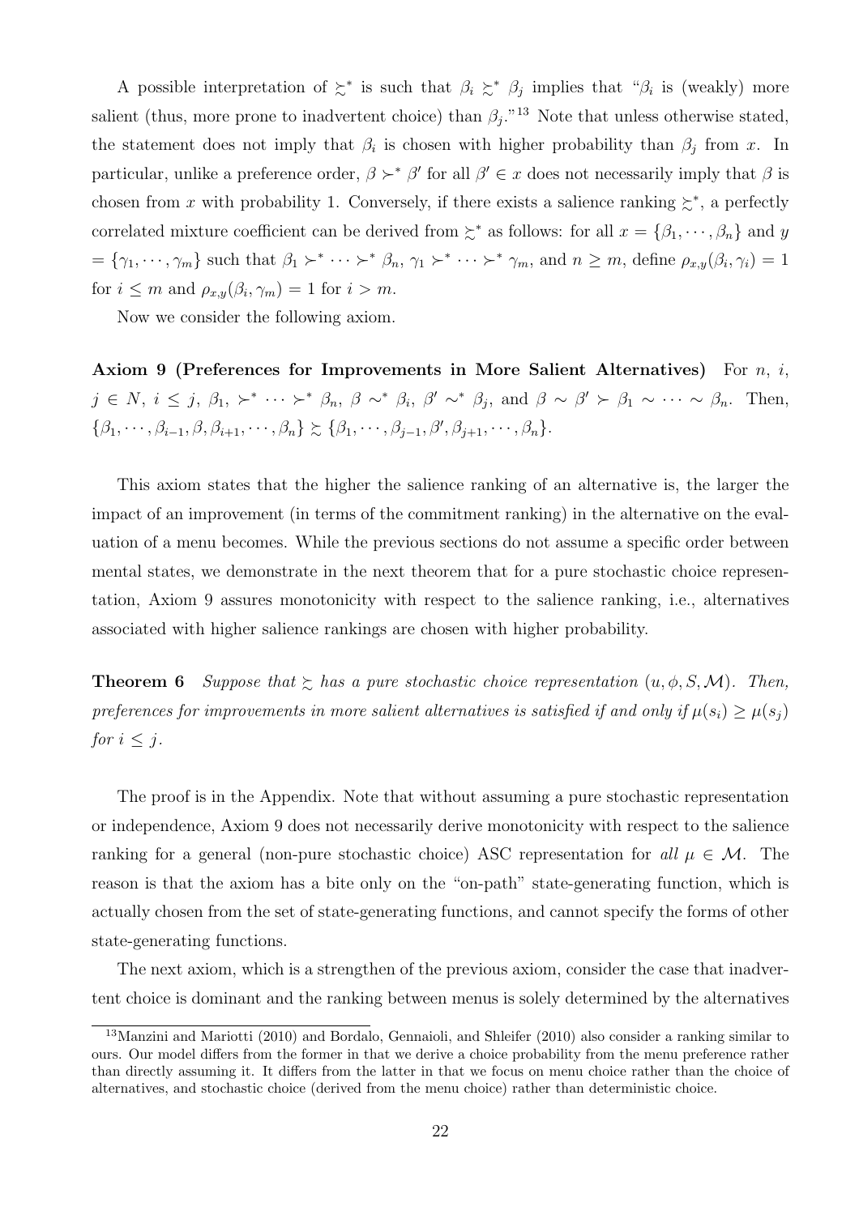A possible interpretation of $\succsim^*$ is such that $\beta_i \succsim^* \beta_j$ implies that "$\beta_i$ is (weakly) more salient (thus, more prone to inadvertent choice) than $\beta_j$."[13] Note that unless otherwise stated, the statement does not imply that $\beta_i$ is chosen with higher probability than $\beta_j$ from $x$. In particular, unlike a preference order, $\beta \succ^* \beta'$ for all $\beta' \in x$ does not necessarily imply that $\beta$ is chosen from $x$ with probability 1. Conversely, if there exists a salience ranking $\succsim^*$, a perfectly correlated mixture coefficient can be derived from $\succsim^*$ as follows: for all $x = \{\beta_1, \cdots, \beta_n\}$ and $y = \{\gamma_1, \cdots, \gamma_m\}$ such that $\beta_1 \succ^* \cdots \succ^* \beta_n$, $\gamma_1 \succ^* \cdots \succ^* \gamma_m$, and $n \geq m$, define $\rho_{x,y}(\beta_i, \gamma_i) = 1$ for $i \leq m$ and $\rho_{x,y}(\beta_i, \gamma_m) = 1$ for $i > m$.

Now we consider the following axiom.

**Axiom 9 (Preferences for Improvements in More Salient Alternatives)** For $n$, $i$, $j \in N$, $i \leq j$, $\beta_1$, $\succ^* \cdots \succ^* \beta_n$, $\beta \sim^* \beta_i$, $\beta' \sim^* \beta_j$, and $\beta \sim \beta' \succ \beta_1 \sim \cdots \sim \beta_n$. Then, $\{\beta_1, \cdots, \beta_{i-1}, \beta, \beta_{i+1}, \cdots, \beta_n\} \succsim \{\beta_1, \cdots, \beta_{j-1}, \beta', \beta_{j+1}, \cdots, \beta_n\}$.

This axiom states that the higher the salience ranking of an alternative is, the larger the impact of an improvement (in terms of the commitment ranking) in the alternative on the evaluation of a menu becomes. While the previous sections do not assume a specific order between mental states, we demonstrate in the next theorem that for a pure stochastic choice representation, Axiom 9 assures monotonicity with respect to the salience ranking, i.e., alternatives associated with higher salience rankings are chosen with higher probability.

**Theorem 6** *Suppose that $\succsim$ has a pure stochastic choice representation $(u, \phi, S, \mathcal{M})$. Then, preferences for improvements in more salient alternatives is satisfied if and only if $\mu(s_i) \geq \mu(s_j)$ for $i \leq j$.*

The proof is in the Appendix. Note that without assuming a pure stochastic representation or independence, Axiom 9 does not necessarily derive monotonicity with respect to the salience ranking for a general (non-pure stochastic choice) ASC representation for *all* $\mu \in \mathcal{M}$. The reason is that the axiom has a bite only on the "on-path" state-generating function, which is actually chosen from the set of state-generating functions, and cannot specify the forms of other state-generating functions.

The next axiom, which is a strengthen of the previous axiom, consider the case that inadvertent choice is dominant and the ranking between menus is solely determined by the alternatives

[13] Manzini and Mariotti (2010) and Bordalo, Gennaioli, and Shleifer (2010) also consider a ranking similar to ours. Our model differs from the former in that we derive a choice probability from the menu preference rather than directly assuming it. It differs from the latter in that we focus on menu choice rather than the choice of alternatives, and stochastic choice (derived from the menu choice) rather than deterministic choice.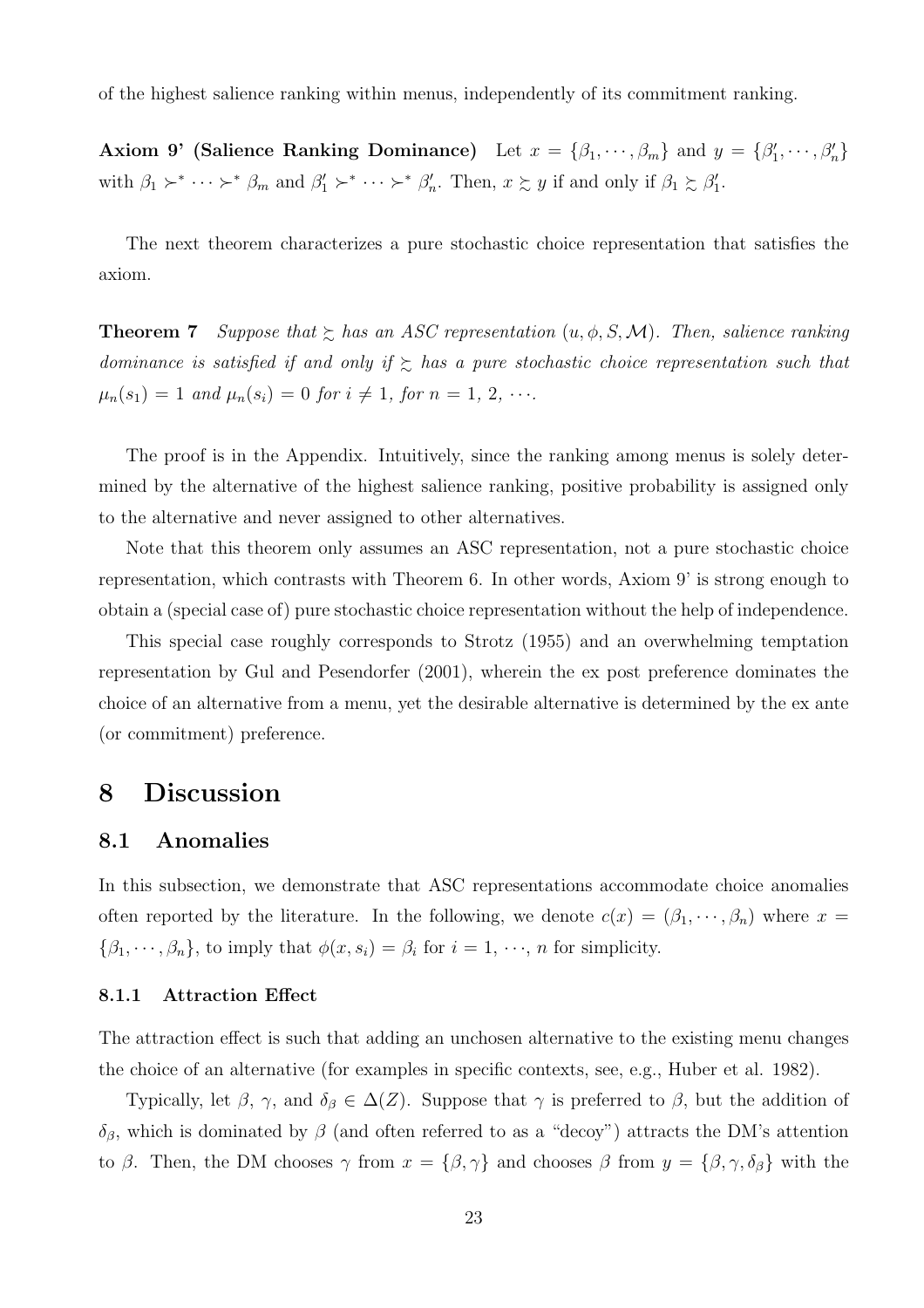of the highest salience ranking within menus, independently of its commitment ranking.

**Axiom 9' (Salience Ranking Dominance)** Let $x = \{\beta_1, \cdots, \beta_m\}$ and $y = \{\beta'_1, \cdots, \beta'_n\}$ with $\beta_1 \succ^* \cdots \succ^* \beta_m$ and $\beta'_1 \succ^* \cdots \succ^* \beta'_n$. Then, $x \succsim y$ if and only if $\beta_1 \succsim \beta'_1$.

The next theorem characterizes a pure stochastic choice representation that satisfies the axiom.

**Theorem 7** *Suppose that $\succsim$ has an ASC representation $(u, \phi, S, \mathcal{M})$. Then, salience ranking dominance is satisfied if and only if $\succsim$ has a pure stochastic choice representation such that $\mu_n(s_1) = 1$ and $\mu_n(s_i) = 0$ for $i \neq 1$, for $n = 1, 2, \cdots$.*

The proof is in the Appendix. Intuitively, since the ranking among menus is solely determined by the alternative of the highest salience ranking, positive probability is assigned only to the alternative and never assigned to other alternatives.

Note that this theorem only assumes an ASC representation, not a pure stochastic choice representation, which contrasts with Theorem 6. In other words, Axiom 9' is strong enough to obtain a (special case of) pure stochastic choice representation without the help of independence.

This special case roughly corresponds to Strotz (1955) and an overwhelming temptation representation by Gul and Pesendorfer (2001), wherein the ex post preference dominates the choice of an alternative from a menu, yet the desirable alternative is determined by the ex ante (or commitment) preference.

# 8 Discussion

## 8.1 Anomalies

In this subsection, we demonstrate that ASC representations accommodate choice anomalies often reported by the literature. In the following, we denote $c(x) = (\beta_1, \cdots, \beta_n)$ where $x = \{\beta_1, \cdots, \beta_n\}$, to imply that $\phi(x, s_i) = \beta_i$ for $i = 1, \cdots, n$ for simplicity.

### 8.1.1 Attraction Effect

The attraction effect is such that adding an unchosen alternative to the existing menu changes the choice of an alternative (for examples in specific contexts, see, e.g., Huber et al. 1982).

Typically, let $\beta$, $\gamma$, and $\delta_\beta \in \Delta(Z)$. Suppose that $\gamma$ is preferred to $\beta$, but the addition of $\delta_\beta$, which is dominated by $\beta$ (and often referred to as a "decoy") attracts the DM's attention to $\beta$. Then, the DM chooses $\gamma$ from $x = \{\beta, \gamma\}$ and chooses $\beta$ from $y = \{\beta, \gamma, \delta_\beta\}$ with the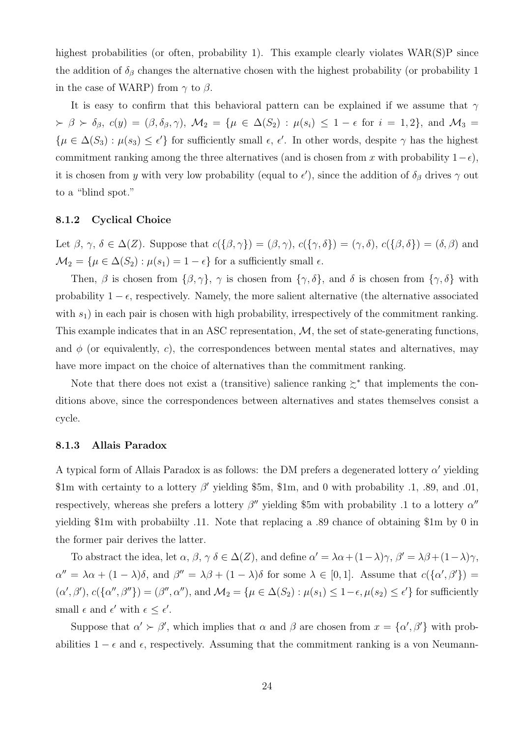highest probabilities (or often, probability 1). This example clearly violates WAR(S)P since the addition of $\delta_\beta$ changes the alternative chosen with the highest probability (or probability 1 in the case of WARP) from $\gamma$ to $\beta$.

It is easy to confirm that this behavioral pattern can be explained if we assume that $\gamma \succ \beta \succ \delta_\beta$, $c(y) = (\beta, \delta_\beta, \gamma)$, $\mathcal{M}_2 = \{\mu \in \Delta(S_2) : \mu(s_i) \leq 1 - \epsilon \text{ for } i = 1, 2\}$, and $\mathcal{M}_3 = \{\mu \in \Delta(S_3) : \mu(s_3) \leq \epsilon'\}$ for sufficiently small $\epsilon$, $\epsilon'$. In other words, despite $\gamma$ has the highest commitment ranking among the three alternatives (and is chosen from $x$ with probability $1-\epsilon$), it is chosen from $y$ with very low probability (equal to $\epsilon'$), since the addition of $\delta_\beta$ drives $\gamma$ out to a "blind spot."

### 8.1.2 Cyclical Choice

Let $\beta$, $\gamma$, $\delta \in \Delta(Z)$. Suppose that $c(\{\beta, \gamma\}) = (\beta, \gamma)$, $c(\{\gamma, \delta\}) = (\gamma, \delta)$, $c(\{\beta, \delta\}) = (\delta, \beta)$ and $\mathcal{M}_2 = \{\mu \in \Delta(S_2) : \mu(s_1) = 1 - \epsilon\}$ for a sufficiently small $\epsilon$.

Then, $\beta$ is chosen from $\{\beta, \gamma\}$, $\gamma$ is chosen from $\{\gamma, \delta\}$, and $\delta$ is chosen from $\{\gamma, \delta\}$ with probability $1 - \epsilon$, respectively. Namely, the more salient alternative (the alternative associated with $s_1$) in each pair is chosen with high probability, irrespectively of the commitment ranking. This example indicates that in an ASC representation, $\mathcal{M}$, the set of state-generating functions, and $\phi$ (or equivalently, $c$), the correspondences between mental states and alternatives, may have more impact on the choice of alternatives than the commitment ranking.

Note that there does not exist a (transitive) salience ranking $\succsim^*$ that implements the conditions above, since the correspondences between alternatives and states themselves consist a cycle.

### 8.1.3 Allais Paradox

A typical form of Allais Paradox is as follows: the DM prefers a degenerated lottery $\alpha'$ yielding \$1m with certainty to a lottery $\beta'$ yielding \$5m, \$1m, and 0 with probability .1, .89, and .01, respectively, whereas she prefers a lottery $\beta''$ yielding \$5m with probability .1 to a lottery $\alpha''$ yielding \$1m with probabiilty .11. Note that replacing a .89 chance of obtaining \$1m by 0 in the former pair derives the latter.

To abstract the idea, let $\alpha$, $\beta$, $\gamma$ $\delta \in \Delta(Z)$, and define $\alpha' = \lambda\alpha + (1-\lambda)\gamma$, $\beta' = \lambda\beta + (1-\lambda)\gamma$, $\alpha'' = \lambda\alpha + (1-\lambda)\delta$, and $\beta'' = \lambda\beta + (1-\lambda)\delta$ for some $\lambda \in [0, 1]$. Assume that $c(\{\alpha', \beta'\}) = (\alpha', \beta')$, $c(\{\alpha'', \beta''\}) = (\beta'', \alpha'')$, and $\mathcal{M}_2 = \{\mu \in \Delta(S_2) : \mu(s_1) \leq 1-\epsilon, \mu(s_2) \leq \epsilon'\}$ for sufficiently small $\epsilon$ and $\epsilon'$ with $\epsilon \leq \epsilon'$.

Suppose that $\alpha' \succ \beta'$, which implies that $\alpha$ and $\beta$ are chosen from $x = \{\alpha', \beta'\}$ with probabilities $1 - \epsilon$ and $\epsilon$, respectively. Assuming that the commitment ranking is a von Neumann-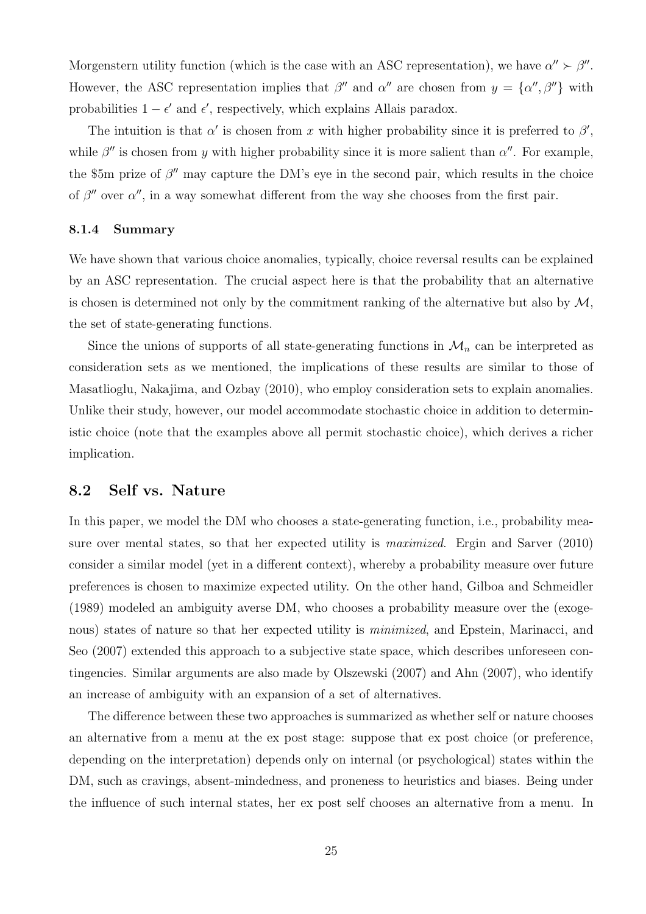Morgenstern utility function (which is the case with an ASC representation), we have $\alpha'' \succ \beta''$. However, the ASC representation implies that $\beta''$ and $\alpha''$ are chosen from $y = \{\alpha'', \beta''\}$ with probabilities $1 - \epsilon'$ and $\epsilon'$, respectively, which explains Allais paradox.

The intuition is that $\alpha'$ is chosen from $x$ with higher probability since it is preferred to $\beta'$, while $\beta''$ is chosen from $y$ with higher probability since it is more salient than $\alpha''$. For example, the \$5m prize of $\beta''$ may capture the DM's eye in the second pair, which results in the choice of $\beta''$ over $\alpha''$, in a way somewhat different from the way she chooses from the first pair.

### 8.1.4 Summary

We have shown that various choice anomalies, typically, choice reversal results can be explained by an ASC representation. The crucial aspect here is that the probability that an alternative is chosen is determined not only by the commitment ranking of the alternative but also by $\mathcal{M}$, the set of state-generating functions.

Since the unions of supports of all state-generating functions in $\mathcal{M}_n$ can be interpreted as consideration sets as we mentioned, the implications of these results are similar to those of Masatlioglu, Nakajima, and Ozbay (2010), who employ consideration sets to explain anomalies. Unlike their study, however, our model accommodate stochastic choice in addition to deterministic choice (note that the examples above all permit stochastic choice), which derives a richer implication.

## 8.2 Self vs. Nature

In this paper, we model the DM who chooses a state-generating function, i.e., probability measure over mental states, so that her expected utility is *maximized*. Ergin and Sarver (2010) consider a similar model (yet in a different context), whereby a probability measure over future preferences is chosen to maximize expected utility. On the other hand, Gilboa and Schmeidler (1989) modeled an ambiguity averse DM, who chooses a probability measure over the (exogenous) states of nature so that her expected utility is *minimized*, and Epstein, Marinacci, and Seo (2007) extended this approach to a subjective state space, which describes unforeseen contingencies. Similar arguments are also made by Olszewski (2007) and Ahn (2007), who identify an increase of ambiguity with an expansion of a set of alternatives.

The difference between these two approaches is summarized as whether self or nature chooses an alternative from a menu at the ex post stage: suppose that ex post choice (or preference, depending on the interpretation) depends only on internal (or psychological) states within the DM, such as cravings, absent-mindedness, and proneness to heuristics and biases. Being under the influence of such internal states, her ex post self chooses an alternative from a menu. In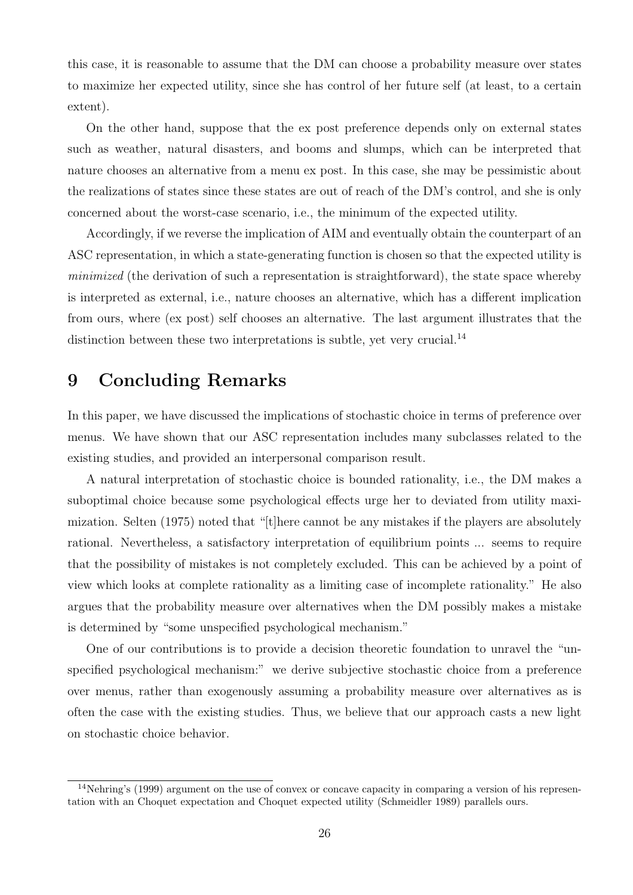this case, it is reasonable to assume that the DM can choose a probability measure over states to maximize her expected utility, since she has control of her future self (at least, to a certain extent).

On the other hand, suppose that the ex post preference depends only on external states such as weather, natural disasters, and booms and slumps, which can be interpreted that nature chooses an alternative from a menu ex post. In this case, she may be pessimistic about the realizations of states since these states are out of reach of the DM's control, and she is only concerned about the worst-case scenario, i.e., the minimum of the expected utility.

Accordingly, if we reverse the implication of AIM and eventually obtain the counterpart of an ASC representation, in which a state-generating function is chosen so that the expected utility is *minimized* (the derivation of such a representation is straightforward), the state space whereby is interpreted as external, i.e., nature chooses an alternative, which has a different implication from ours, where (ex post) self chooses an alternative. The last argument illustrates that the distinction between these two interpretations is subtle, yet very crucial.[14]

# 9 Concluding Remarks

In this paper, we have discussed the implications of stochastic choice in terms of preference over menus. We have shown that our ASC representation includes many subclasses related to the existing studies, and provided an interpersonal comparison result.

A natural interpretation of stochastic choice is bounded rationality, i.e., the DM makes a suboptimal choice because some psychological effects urge her to deviated from utility maximization. Selten (1975) noted that "[t]here cannot be any mistakes if the players are absolutely rational. Nevertheless, a satisfactory interpretation of equilibrium points ... seems to require that the possibility of mistakes is not completely excluded. This can be achieved by a point of view which looks at complete rationality as a limiting case of incomplete rationality." He also argues that the probability measure over alternatives when the DM possibly makes a mistake is determined by "some unspecified psychological mechanism."

One of our contributions is to provide a decision theoretic foundation to unravel the "unspecified psychological mechanism:" we derive subjective stochastic choice from a preference over menus, rather than exogenously assuming a probability measure over alternatives as is often the case with the existing studies. Thus, we believe that our approach casts a new light on stochastic choice behavior.

[14] Nehring's (1999) argument on the use of convex or concave capacity in comparing a version of his representation with an Choquet expectation and Choquet expected utility (Schmeidler 1989) parallels ours.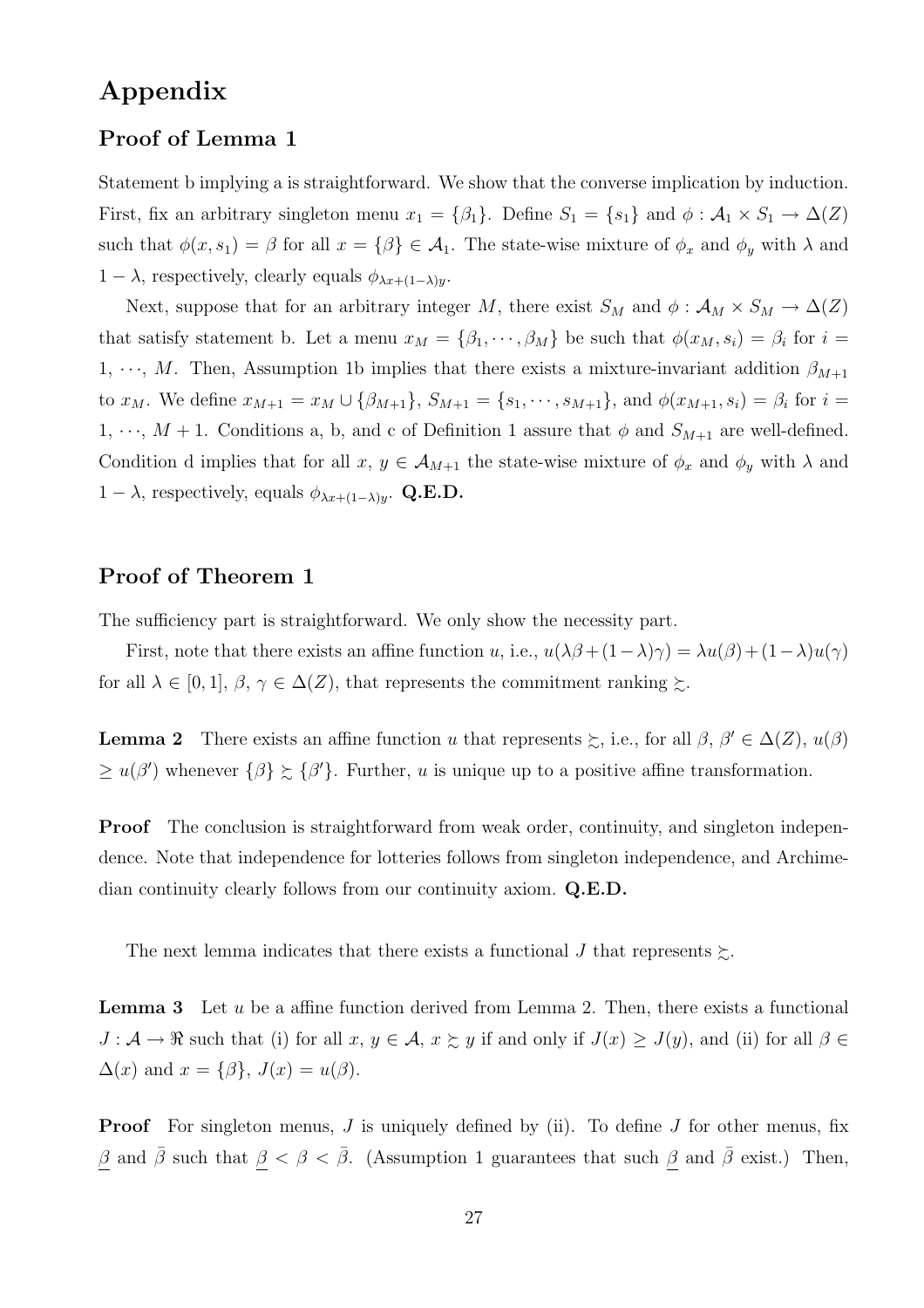# Appendix

## Proof of Lemma 1

Statement b implying a is straightforward. We show that the converse implication by induction. First, fix an arbitrary singleton menu $x_1 = \{\beta_1\}$. Define $S_1 = \{s_1\}$ and $\phi : \mathcal{A}_1 \times S_1 \to \Delta(Z)$ such that $\phi(x, s_1) = \beta$ for all $x = \{\beta\} \in \mathcal{A}_1$. The state-wise mixture of $\phi_x$ and $\phi_y$ with $\lambda$ and $1 - \lambda$, respectively, clearly equals $\phi_{\lambda x+(1-\lambda)y}$.

Next, suppose that for an arbitrary integer $M$, there exist $S_M$ and $\phi : \mathcal{A}_M \times S_M \to \Delta(Z)$ that satisfy statement b. Let a menu $x_M = \{\beta_1, \cdots, \beta_M\}$ be such that $\phi(x_M, s_i) = \beta_i$ for $i = 1, \cdots, M$. Then, Assumption 1b implies that there exists a mixture-invariant addition $\beta_{M+1}$ to $x_M$. We define $x_{M+1} = x_M \cup \{\beta_{M+1}\}$, $S_{M+1} = \{s_1, \cdots, s_{M+1}\}$, and $\phi(x_{M+1}, s_i) = \beta_i$ for $i = 1, \cdots, M + 1$. Conditions a, b, and c of Definition 1 assure that $\phi$ and $S_{M+1}$ are well-defined. Condition d implies that for all $x$, $y \in \mathcal{A}_{M+1}$ the state-wise mixture of $\phi_x$ and $\phi_y$ with $\lambda$ and $1 - \lambda$, respectively, equals $\phi_{\lambda x+(1-\lambda)y}$. **Q.E.D.**

## Proof of Theorem 1

The sufficiency part is straightforward. We only show the necessity part.

First, note that there exists an affine function $u$, i.e., $u(\lambda\beta+(1-\lambda)\gamma) = \lambda u(\beta)+(1-\lambda)u(\gamma)$ for all $\lambda \in [0, 1]$, $\beta$, $\gamma \in \Delta(Z)$, that represents the commitment ranking $\succsim$.

**Lemma 2** There exists an affine function $u$ that represents $\succsim$, i.e., for all $\beta$, $\beta' \in \Delta(Z)$, $u(\beta) \geq u(\beta')$ whenever $\{\beta\} \succsim \{\beta'\}$. Further, $u$ is unique up to a positive affine transformation.

**Proof** The conclusion is straightforward from weak order, continuity, and singleton independence. Note that independence for lotteries follows from singleton independence, and Archimedian continuity clearly follows from our continuity axiom. **Q.E.D.**

The next lemma indicates that there exists a functional $J$ that represents $\succsim$.

**Lemma 3** Let $u$ be a affine function derived from Lemma 2. Then, there exists a functional $J : \mathcal{A} \to \Re$ such that (i) for all $x$, $y \in \mathcal{A}$, $x \succsim y$ if and only if $J(x) \geq J(y)$, and (ii) for all $\beta \in \Delta(x)$ and $x = \{\beta\}$, $J(x) = u(\beta)$.

**Proof** For singleton menus, $J$ is uniquely defined by (ii). To define $J$ for other menus, fix $\underline{\beta}$ and $\bar{\beta}$ such that $\underline{\beta} < \beta < \bar{\beta}$. (Assumption 1 guarantees that such $\underline{\beta}$ and $\bar{\beta}$ exist.) Then,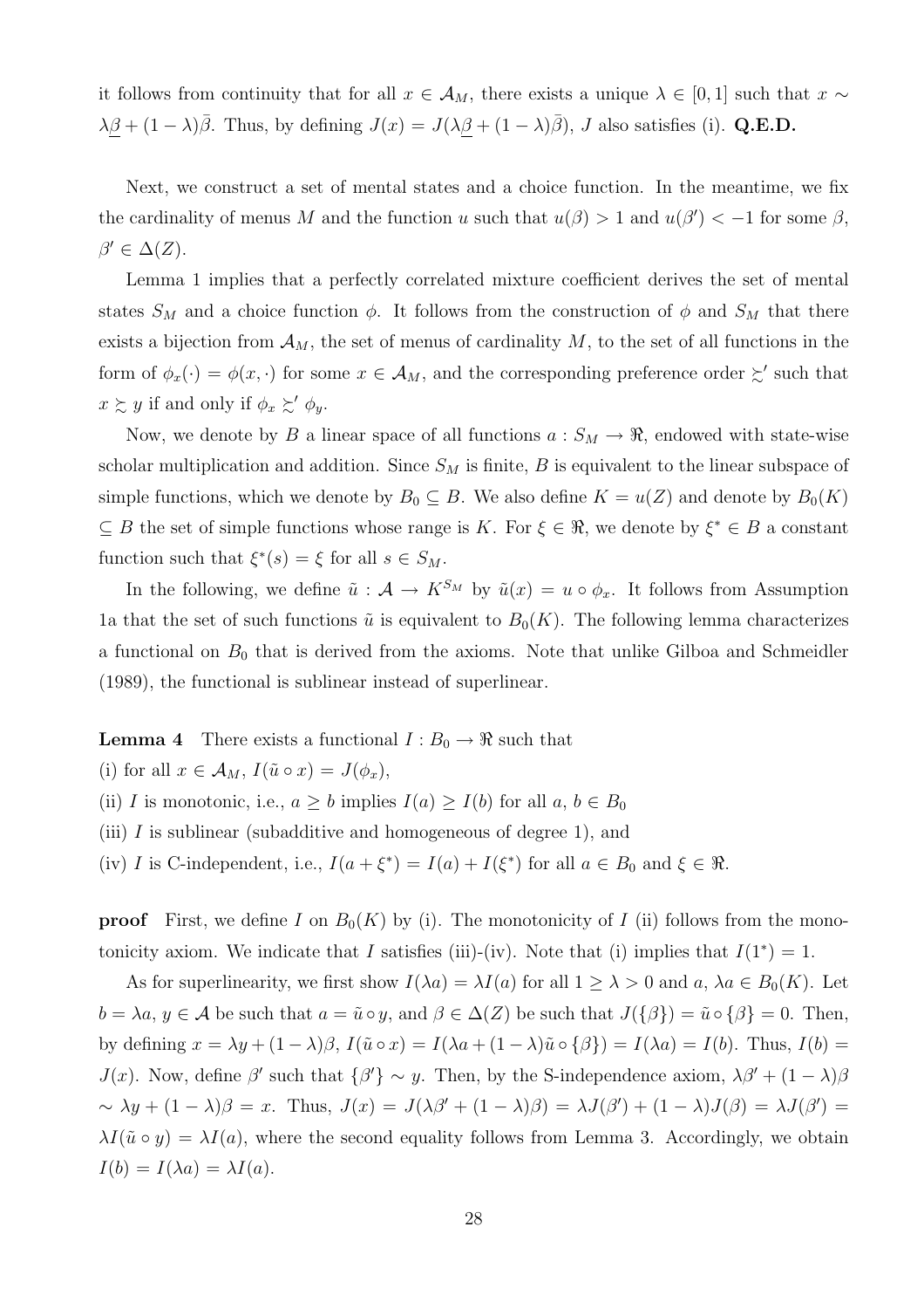it follows from continuity that for all $x \in \mathcal{A}_M$, there exists a unique $\lambda \in [0,1]$ such that $x \sim \lambda\underline{\beta} + (1-\lambda)\bar{\beta}$. Thus, by defining $J(x) = J(\lambda\underline{\beta} + (1-\lambda)\bar{\beta})$, $J$ also satisfies (i). **Q.E.D.**

Next, we construct a set of mental states and a choice function. In the meantime, we fix the cardinality of menus $M$ and the function $u$ such that $u(\beta) > 1$ and $u(\beta') < -1$ for some $\beta$, $\beta' \in \Delta(Z)$.

Lemma 1 implies that a perfectly correlated mixture coefficient derives the set of mental states $S_M$ and a choice function $\phi$. It follows from the construction of $\phi$ and $S_M$ that there exists a bijection from $\mathcal{A}_M$, the set of menus of cardinality $M$, to the set of all functions in the form of $\phi_x(\cdot) = \phi(x, \cdot)$ for some $x \in \mathcal{A}_M$, and the corresponding preference order $\succsim'$ such that $x \succsim y$ if and only if $\phi_x \succsim' \phi_y$.

Now, we denote by $B$ a linear space of all functions $a : S_M \to \Re$, endowed with state-wise scholar multiplication and addition. Since $S_M$ is finite, $B$ is equivalent to the linear subspace of simple functions, which we denote by $B_0 \subseteq B$. We also define $K = u(Z)$ and denote by $B_0(K)$ $\subseteq B$ the set of simple functions whose range is $K$. For $\xi \in \Re$, we denote by $\xi^* \in B$ a constant function such that $\xi^*(s) = \xi$ for all $s \in S_M$.

In the following, we define $\tilde{u} : \mathcal{A} \to K^{S_M}$ by $\tilde{u}(x) = u \circ \phi_x$. It follows from Assumption 1a that the set of such functions $\tilde{u}$ is equivalent to $B_0(K)$. The following lemma characterizes a functional on $B_0$ that is derived from the axioms. Note that unlike Gilboa and Schmeidler (1989), the functional is sublinear instead of superlinear.

**Lemma 4** There exists a functional $I : B_0 \to \Re$ such that

(i) for all $x \in \mathcal{A}_M$, $I(\tilde{u} \circ x) = J(\phi_x)$,

(ii) $I$ is monotonic, i.e., $a \geq b$ implies $I(a) \geq I(b)$ for all $a$, $b \in B_0$

(iii) $I$ is sublinear (subadditive and homogeneous of degree 1), and

(iv) $I$ is C-independent, i.e., $I(a + \xi^*) = I(a) + I(\xi^*)$ for all $a \in B_0$ and $\xi \in \Re$.

**proof** First, we define $I$ on $B_0(K)$ by (i). The monotonicity of $I$ (ii) follows from the monotonicity axiom. We indicate that $I$ satisfies (iii)-(iv). Note that (i) implies that $I(1^*) = 1$.

As for superlinearity, we first show $I(\lambda a) = \lambda I(a)$ for all $1 \geq \lambda > 0$ and $a$, $\lambda a \in B_0(K)$. Let $b = \lambda a$, $y \in \mathcal{A}$ be such that $a = \tilde{u} \circ y$, and $\beta \in \Delta(Z)$ be such that $J(\{\beta\}) = \tilde{u} \circ \{\beta\} = 0$. Then, by defining $x = \lambda y + (1-\lambda)\beta$, $I(\tilde{u} \circ x) = I(\lambda a + (1-\lambda)\tilde{u} \circ \{\beta\}) = I(\lambda a) = I(b)$. Thus, $I(b) = J(x)$. Now, define $\beta'$ such that $\{\beta'\} \sim y$. Then, by the S-independence axiom, $\lambda\beta' + (1-\lambda)\beta \sim \lambda y + (1-\lambda)\beta = x$. Thus, $J(x) = J(\lambda\beta' + (1-\lambda)\beta) = \lambda J(\beta') + (1-\lambda)J(\beta) = \lambda J(\beta') = \lambda I(\tilde{u} \circ y) = \lambda I(a)$, where the second equality follows from Lemma 3. Accordingly, we obtain $I(b) = I(\lambda a) = \lambda I(a)$.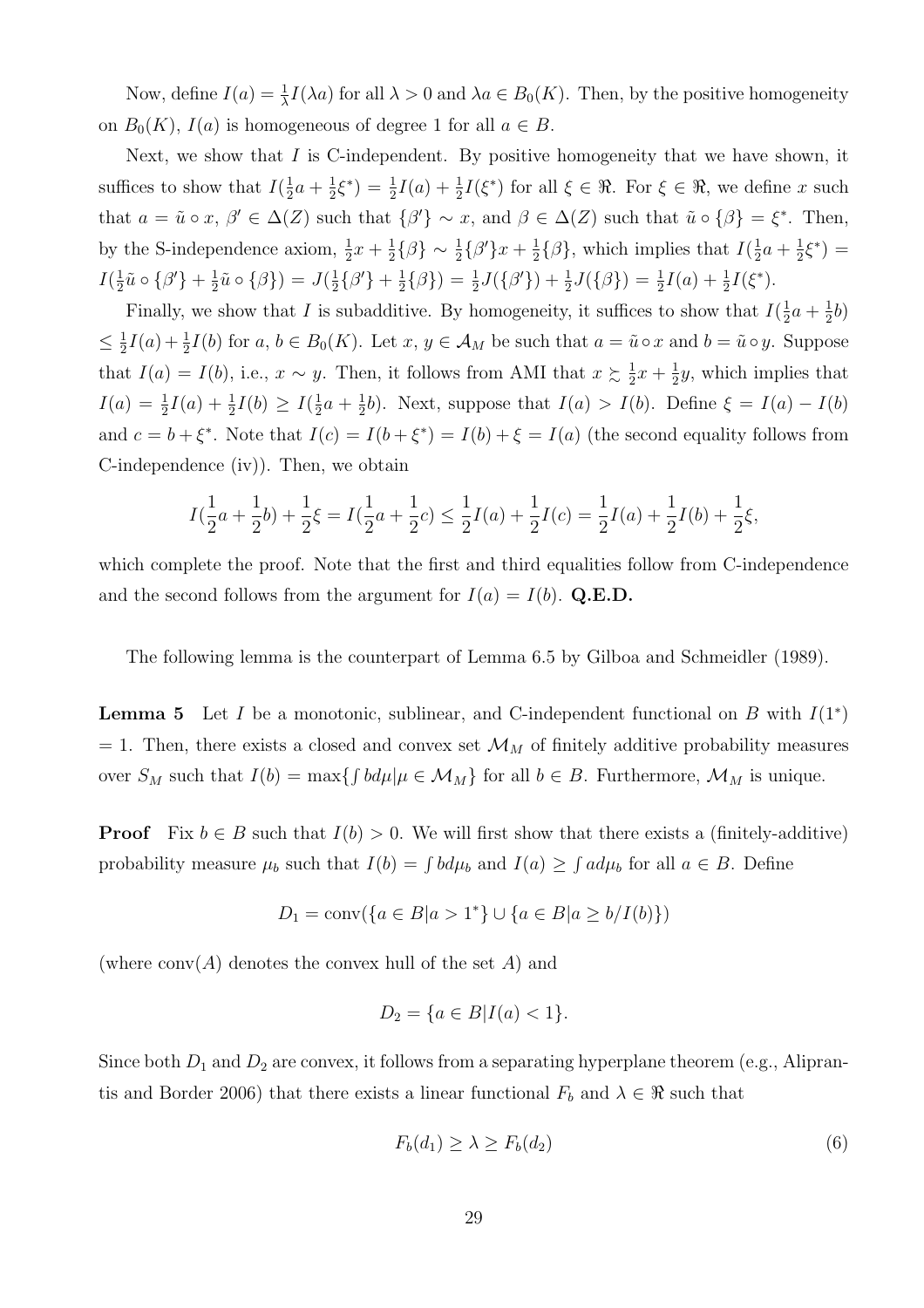Now, define $I(a) = \frac{1}{\lambda}I(\lambda a)$ for all $\lambda > 0$ and $\lambda a \in B_0(K)$. Then, by the positive homogeneity on $B_0(K)$, $I(a)$ is homogeneous of degree 1 for all $a \in B$.

Next, we show that $I$ is C-independent. By positive homogeneity that we have shown, it suffices to show that $I(\frac{1}{2}a + \frac{1}{2}\xi^*) = \frac{1}{2}I(a) + \frac{1}{2}I(\xi^*)$ for all $\xi \in \Re$. For $\xi \in \Re$, we define $x$ such that $a = \tilde{u} \circ x$, $\beta' \in \Delta(Z)$ such that $\{\beta'\} \sim x$, and $\beta \in \Delta(Z)$ such that $\tilde{u} \circ \{\beta\} = \xi^*$. Then, by the S-independence axiom, $\frac{1}{2}x + \frac{1}{2}\{\beta\} \sim \frac{1}{2}\{\beta'\}x + \frac{1}{2}\{\beta\}$, which implies that $I(\frac{1}{2}a + \frac{1}{2}\xi^*) = I(\frac{1}{2}\tilde{u} \circ \{\beta'\} + \frac{1}{2}\tilde{u} \circ \{\beta\}) = J(\frac{1}{2}\{\beta'\} + \frac{1}{2}\{\beta\}) = \frac{1}{2}J(\{\beta'\}) + \frac{1}{2}J(\{\beta\}) = \frac{1}{2}I(a) + \frac{1}{2}I(\xi^*)$.

Finally, we show that $I$ is subadditive. By homogeneity, it suffices to show that $I(\frac{1}{2}a + \frac{1}{2}b) \leq \frac{1}{2}I(a) + \frac{1}{2}I(b)$ for $a, b \in B_0(K)$. Let $x, y \in \mathcal{A}_M$ be such that $a = \tilde{u} \circ x$ and $b = \tilde{u} \circ y$. Suppose that $I(a) = I(b)$, i.e., $x \sim y$. Then, it follows from AMI that $x \succsim \frac{1}{2}x + \frac{1}{2}y$, which implies that $I(a) = \frac{1}{2}I(a) + \frac{1}{2}I(b) \geq I(\frac{1}{2}a + \frac{1}{2}b)$. Next, suppose that $I(a) > I(b)$. Define $\xi = I(a) - I(b)$ and $c = b + \xi^*$. Note that $I(c) = I(b + \xi^*) = I(b) + \xi = I(a)$ (the second equality follows from C-independence (iv)). Then, we obtain

$$I(\frac{1}{2}a + \frac{1}{2}b) + \frac{1}{2}\xi = I(\frac{1}{2}a + \frac{1}{2}c) \leq \frac{1}{2}I(a) + \frac{1}{2}I(c) = \frac{1}{2}I(a) + \frac{1}{2}I(b) + \frac{1}{2}\xi,$$

which complete the proof. Note that the first and third equalities follow from C-independence and the second follows from the argument for $I(a) = I(b)$. **Q.E.D.**

The following lemma is the counterpart of Lemma 6.5 by Gilboa and Schmeidler (1989).

**Lemma 5** Let $I$ be a monotonic, sublinear, and C-independent functional on $B$ with $I(1^*) = 1$. Then, there exists a closed and convex set $\mathcal{M}_M$ of finitely additive probability measures over $S_M$ such that $I(b) = \max\{\int bd\mu | \mu \in \mathcal{M}_M\}$ for all $b \in B$. Furthermore, $\mathcal{M}_M$ is unique.

**Proof** Fix $b \in B$ such that $I(b) > 0$. We will first show that there exists a (finitely-additive) probability measure $\mu_b$ such that $I(b) = \int bd\mu_b$ and $I(a) \geq \int ad\mu_b$ for all $a \in B$. Define

$$D_1 = \text{conv}(\{a \in B | a > 1^*\} \cup \{a \in B | a \geq b/I(b)\})$$

(where $\text{conv}(A)$ denotes the convex hull of the set $A$) and

$$D_2 = \{a \in B | I(a) < 1\}.$$

Since both $D_1$ and $D_2$ are convex, it follows from a separating hyperplane theorem (e.g., Aliprantis and Border 2006) that there exists a linear functional $F_b$ and $\lambda \in \Re$ such that

$$F_b(d_1) \geq \lambda \geq F_b(d_2) \tag{6}$$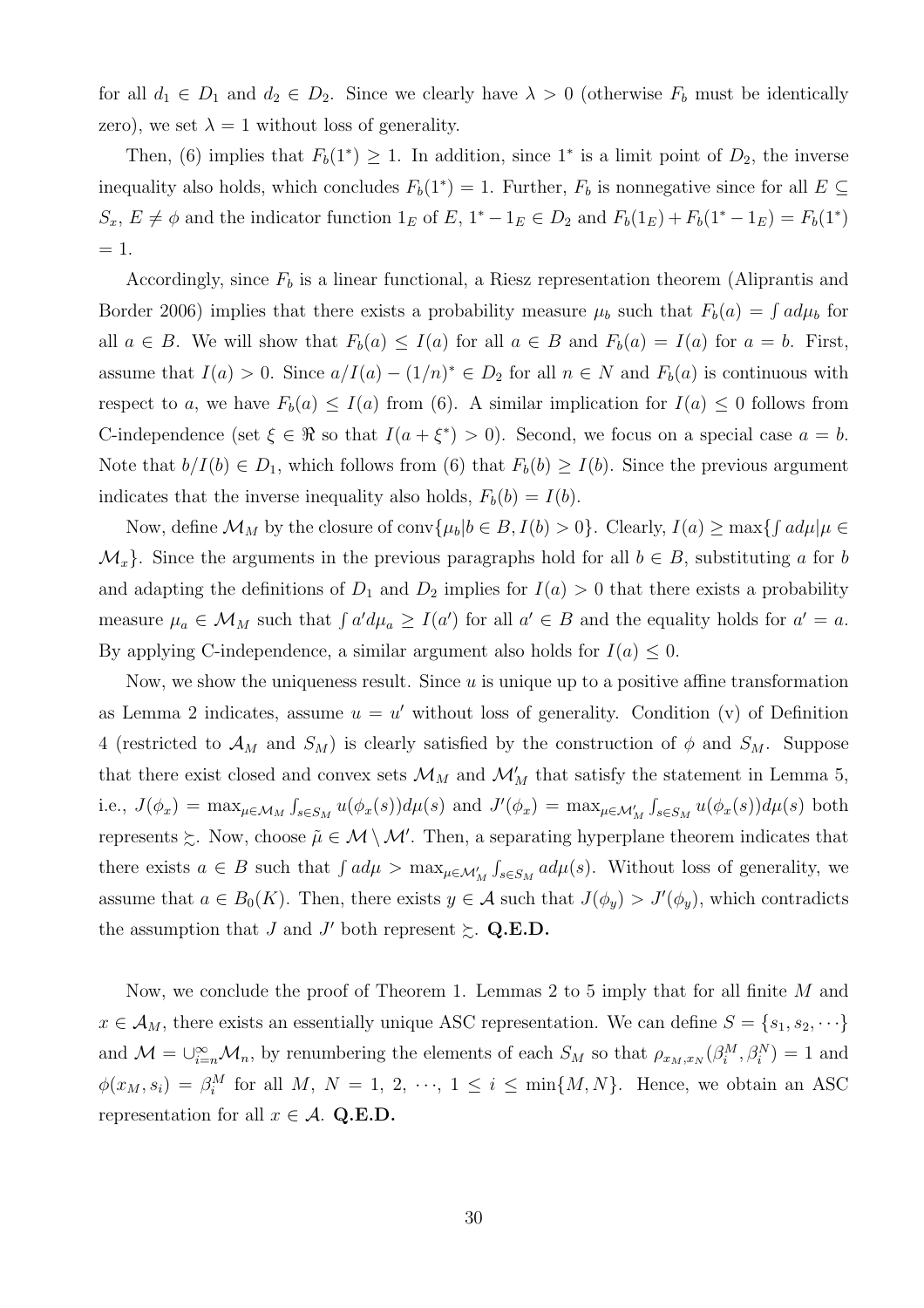for all $d_1 \in D_1$ and $d_2 \in D_2$. Since we clearly have $\lambda > 0$ (otherwise $F_b$ must be identically zero), we set $\lambda = 1$ without loss of generality.

Then, (6) implies that $F_b(1^*) \geq 1$. In addition, since $1^*$ is a limit point of $D_2$, the inverse inequality also holds, which concludes $F_b(1^*) = 1$. Further, $F_b$ is nonnegative since for all $E \subseteq S_x$, $E \neq \phi$ and the indicator function $1_E$ of $E$, $1^* - 1_E \in D_2$ and $F_b(1_E) + F_b(1^* - 1_E) = F_b(1^*) = 1$.

Accordingly, since $F_b$ is a linear functional, a Riesz representation theorem (Aliprantis and Border 2006) implies that there exists a probability measure $\mu_b$ such that $F_b(a) = \int a d\mu_b$ for all $a \in B$. We will show that $F_b(a) \leq I(a)$ for all $a \in B$ and $F_b(a) = I(a)$ for $a = b$. First, assume that $I(a) > 0$. Since $a/I(a) - (1/n)^* \in D_2$ for all $n \in N$ and $F_b(a)$ is continuous with respect to $a$, we have $F_b(a) \leq I(a)$ from (6). A similar implication for $I(a) \leq 0$ follows from C-independence (set $\xi \in \Re$ so that $I(a + \xi^*) > 0$). Second, we focus on a special case $a = b$. Note that $b/I(b) \in D_1$, which follows from (6) that $F_b(b) \geq I(b)$. Since the previous argument indicates that the inverse inequality also holds, $F_b(b) = I(b)$.

Now, define $\mathcal{M}_M$ by the closure of $\text{conv}\{\mu_b | b \in B, I(b) > 0\}$. Clearly, $I(a) \geq \max\{\int a d\mu | \mu \in \mathcal{M}_x\}$. Since the arguments in the previous paragraphs hold for all $b \in B$, substituting $a$ for $b$ and adapting the definitions of $D_1$ and $D_2$ implies for $I(a) > 0$ that there exists a probability measure $\mu_a \in \mathcal{M}_M$ such that $\int a' d\mu_a \geq I(a')$ for all $a' \in B$ and the equality holds for $a' = a$. By applying C-independence, a similar argument also holds for $I(a) \leq 0$.

Now, we show the uniqueness result. Since $u$ is unique up to a positive affine transformation as Lemma 2 indicates, assume $u = u'$ without loss of generality. Condition (v) of Definition 4 (restricted to $\mathcal{A}_M$ and $S_M$) is clearly satisfied by the construction of $\phi$ and $S_M$. Suppose that there exist closed and convex sets $\mathcal{M}_M$ and $\mathcal{M}'_M$ that satisfy the statement in Lemma 5, i.e., $J(\phi_x) = \max_{\mu \in \mathcal{M}_M} \int_{s \in S_M} u(\phi_x(s)) d\mu(s)$ and $J'(\phi_x) = \max_{\mu \in \mathcal{M}'_M} \int_{s \in S_M} u(\phi_x(s)) d\mu(s)$ both represents $\succsim$. Now, choose $\tilde{\mu} \in \mathcal{M} \setminus \mathcal{M}'$. Then, a separating hyperplane theorem indicates that there exists $a \in B$ such that $\int a d\mu > \max_{\mu \in \mathcal{M}'_M} \int_{s \in S_M} a d\mu(s)$. Without loss of generality, we assume that $a \in B_0(K)$. Then, there exists $y \in \mathcal{A}$ such that $J(\phi_y) > J'(\phi_y)$, which contradicts the assumption that $J$ and $J'$ both represent $\succsim$. **Q.E.D.**

Now, we conclude the proof of Theorem 1. Lemmas 2 to 5 imply that for all finite $M$ and $x \in \mathcal{A}_M$, there exists an essentially unique ASC representation. We can define $S = \{s_1, s_2, \cdots\}$ and $\mathcal{M} = \cup_{i=n}^{\infty} \mathcal{M}_n$, by renumbering the elements of each $S_M$ so that $\rho_{x_M, x_N}(\beta_i^M, \beta_i^N) = 1$ and $\phi(x_M, s_i) = \beta_i^M$ for all $M$, $N = 1, 2, \cdots, 1 \leq i \leq \min\{M, N\}$. Hence, we obtain an ASC representation for all $x \in \mathcal{A}$. **Q.E.D.**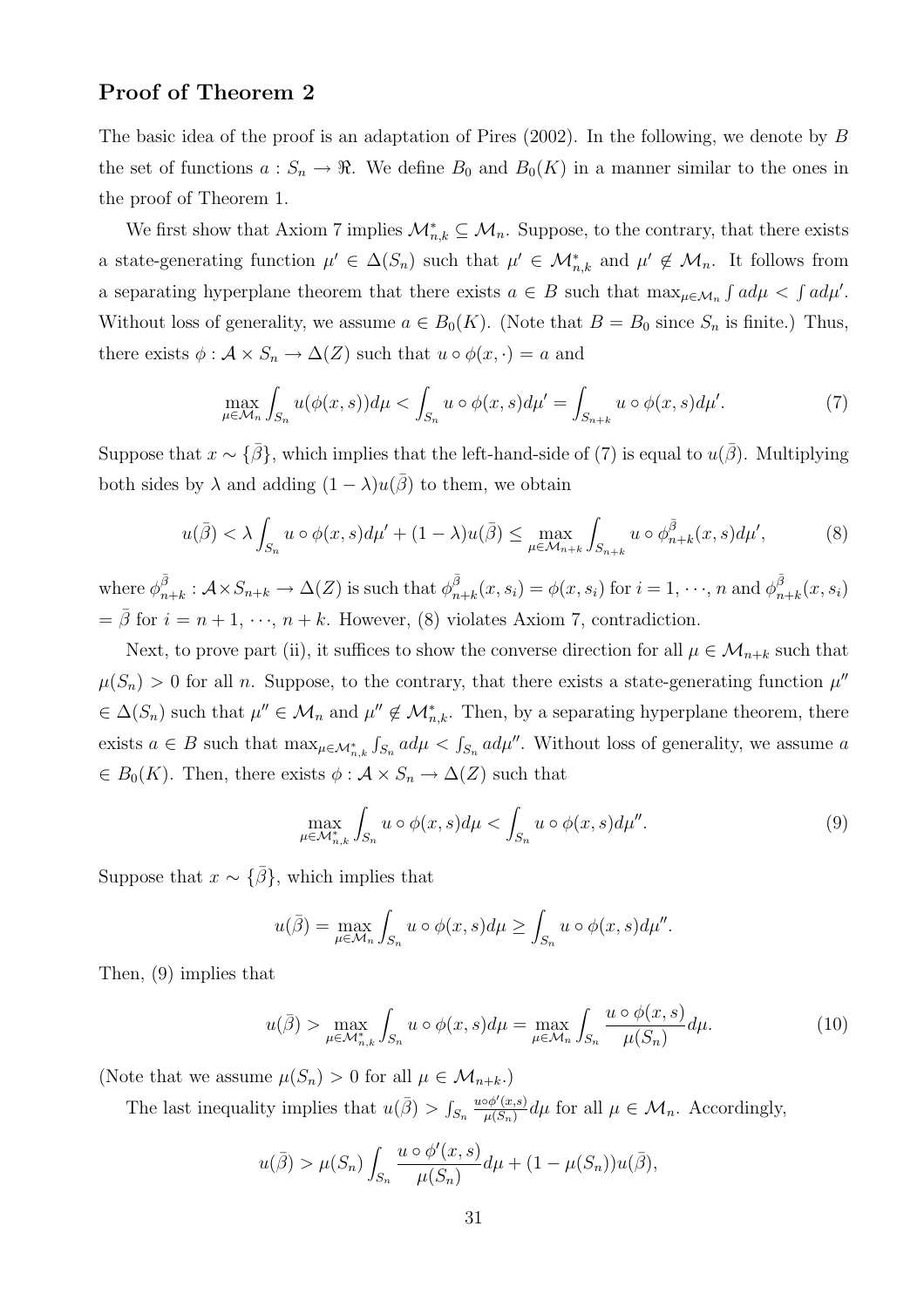## Proof of Theorem 2

The basic idea of the proof is an adaptation of Pires (2002). In the following, we denote by $B$ the set of functions $a : S_n \to \Re$. We define $B_0$ and $B_0(K)$ in a manner similar to the ones in the proof of Theorem 1.

We first show that Axiom 7 implies $\mathcal{M}^*_{n,k} \subseteq \mathcal{M}_n$. Suppose, to the contrary, that there exists a state-generating function $\mu' \in \Delta(S_n)$ such that $\mu' \in \mathcal{M}^*_{n,k}$ and $\mu' \notin \mathcal{M}_n$. It follows from a separating hyperplane theorem that there exists $a \in B$ such that $\max_{\mu \in \mathcal{M}_n} \int a d\mu < \int a d\mu'$. Without loss of generality, we assume $a \in B_0(K)$. (Note that $B = B_0$ since $S_n$ is finite.) Thus, there exists $\phi : \mathcal{A} \times S_n \to \Delta(Z)$ such that $u \circ \phi(x, \cdot) = a$ and

$$\max_{\mu \in \mathcal{M}_n} \int_{S_n} u(\phi(x,s)) d\mu < \int_{S_n} u \circ \phi(x,s) d\mu' = \int_{S_{n+k}} u \circ \phi(x,s) d\mu'. \tag{7}$$

Suppose that $x \sim \{\bar{\beta}\}$, which implies that the left-hand-side of (7) is equal to $u(\bar{\beta})$. Multiplying both sides by $\lambda$ and adding $(1-\lambda)u(\bar{\beta})$ to them, we obtain

$$u(\bar{\beta}) < \lambda \int_{S_n} u \circ \phi(x,s) d\mu' + (1-\lambda) u(\bar{\beta}) \leq \max_{\mu \in \mathcal{M}_{n+k}} \int_{S_{n+k}} u \circ \phi^{\bar{\beta}}_{n+k}(x,s) d\mu', \tag{8}$$

where $\phi^{\bar{\beta}}_{n+k} : \mathcal{A} \times S_{n+k} \to \Delta(Z)$ is such that $\phi^{\bar{\beta}}_{n+k}(x, s_i) = \phi(x, s_i)$ for $i = 1, \cdots, n$ and $\phi^{\bar{\beta}}_{n+k}(x, s_i) = \bar{\beta}$ for $i = n+1, \cdots, n+k$. However, (8) violates Axiom 7, contradiction.

Next, to prove part (ii), it suffices to show the converse direction for all $\mu \in \mathcal{M}_{n+k}$ such that $\mu(S_n) > 0$ for all $n$. Suppose, to the contrary, that there exists a state-generating function $\mu''$ $\in \Delta(S_n)$ such that $\mu'' \in \mathcal{M}_n$ and $\mu'' \notin \mathcal{M}^*_{n,k}$. Then, by a separating hyperplane theorem, there exists $a \in B$ such that $\max_{\mu \in \mathcal{M}^*_{n,k}} \int_{S_n} a d\mu < \int_{S_n} a d\mu''$. Without loss of generality, we assume $a \in B_0(K)$. Then, there exists $\phi : \mathcal{A} \times S_n \to \Delta(Z)$ such that

$$\max_{\mu \in \mathcal{M}^*_{n,k}} \int_{S_n} u \circ \phi(x,s) d\mu < \int_{S_n} u \circ \phi(x,s) d\mu''. \tag{9}$$

Suppose that $x \sim \{\bar{\beta}\}$, which implies that

$$u(\bar{\beta}) = \max_{\mu \in \mathcal{M}_n} \int_{S_n} u \circ \phi(x,s) d\mu \geq \int_{S_n} u \circ \phi(x,s) d\mu''.$$

Then, (9) implies that

$$u(\bar{\beta}) > \max_{\mu \in \mathcal{M}^*_{n,k}} \int_{S_n} u \circ \phi(x,s) d\mu = \max_{\mu \in \mathcal{M}_n} \int_{S_n} \frac{u \circ \phi(x,s)}{\mu(S_n)} d\mu. \tag{10}$$

(Note that we assume $\mu(S_n) > 0$ for all $\mu \in \mathcal{M}_{n+k}$.)

The last inequality implies that $u(\bar{\beta}) > \int_{S_n} \frac{u \circ \phi'(x,s)}{\mu(S_n)} d\mu$ for all $\mu \in \mathcal{M}_n$. Accordingly,

$$u(\bar{\beta}) > \mu(S_n) \int_{S_n} \frac{u \circ \phi'(x,s)}{\mu(S_n)} d\mu + (1 - \mu(S_n)) u(\bar{\beta}),$$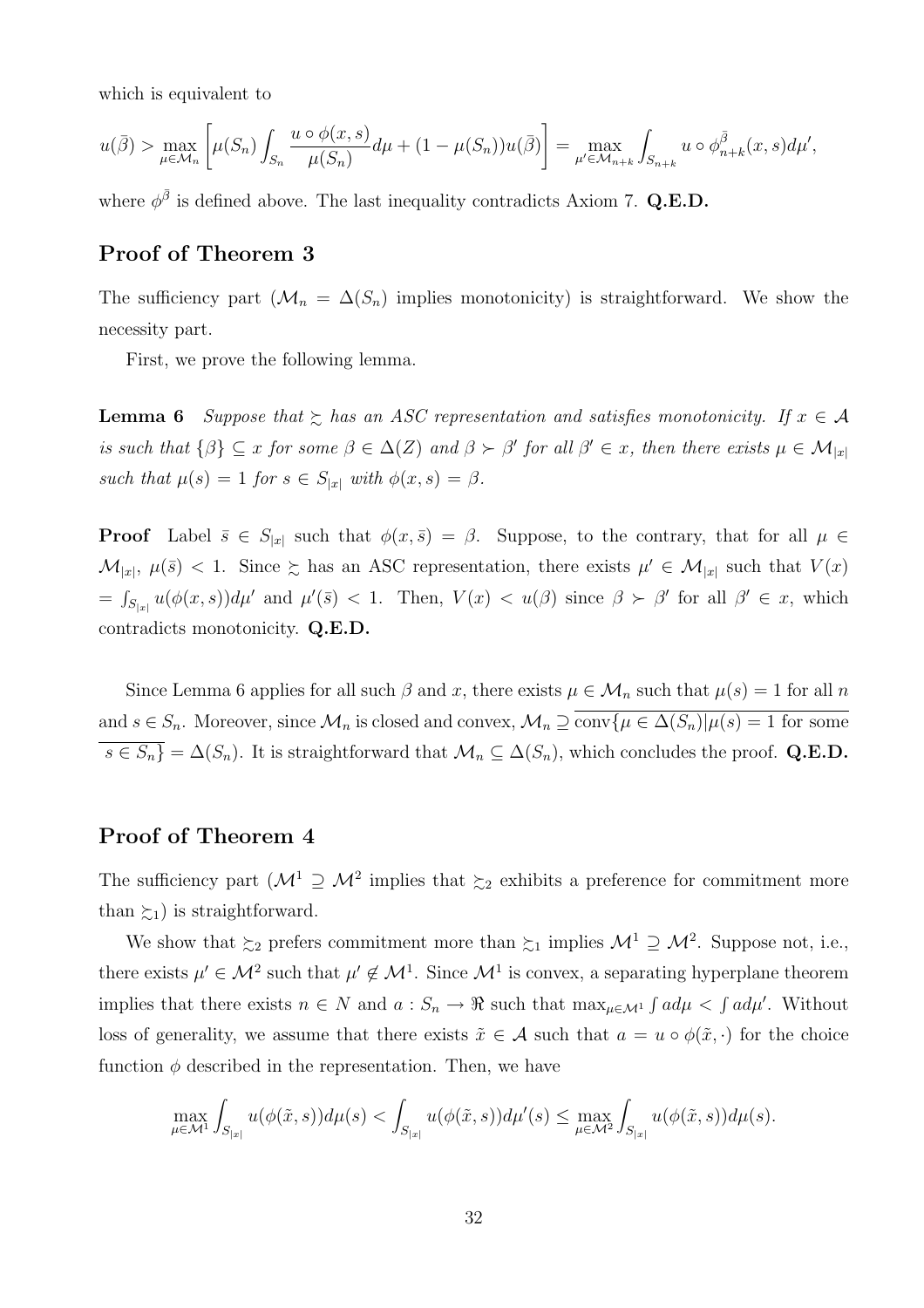which is equivalent to

$$u(\bar{\beta}) > \max_{\mu \in \mathcal{M}_n} \left[ \mu(S_n) \int_{S_n} \frac{u \circ \phi(x,s)}{\mu(S_n)} d\mu + (1 - \mu(S_n)) u(\bar{\beta}) \right] = \max_{\mu' \in \mathcal{M}_{n+k}} \int_{S_{n+k}} u \circ \phi^{\bar{\beta}}_{n+k}(x,s) d\mu',$$

where $\phi^{\bar{\beta}}$ is defined above. The last inequality contradicts Axiom 7. **Q.E.D.**

## Proof of Theorem 3

The sufficiency part ($\mathcal{M}_n = \Delta(S_n)$ implies monotonicity) is straightforward. We show the necessity part.

First, we prove the following lemma.

**Lemma 6** *Suppose that $\succsim$ has an ASC representation and satisfies monotonicity. If $x \in \mathcal{A}$ is such that $\{\beta\} \subseteq x$ for some $\beta \in \Delta(Z)$ and $\beta \succ \beta'$ for all $\beta' \in x$, then there exists $\mu \in \mathcal{M}_{|x|}$ such that $\mu(s) = 1$ for $s \in S_{|x|}$ with $\phi(x,s) = \beta$.*

**Proof** Label $\bar{s} \in S_{|x|}$ such that $\phi(x, \bar{s}) = \beta$. Suppose, to the contrary, that for all $\mu \in \mathcal{M}_{|x|}$, $\mu(\bar{s}) < 1$. Since $\succsim$ has an ASC representation, there exists $\mu' \in \mathcal{M}_{|x|}$ such that $V(x) = \int_{S_{|x|}} u(\phi(x,s)) d\mu'$ and $\mu'(\bar{s}) < 1$. Then, $V(x) < u(\beta)$ since $\beta \succ \beta'$ for all $\beta' \in x$, which contradicts monotonicity. **Q.E.D.**

Since Lemma 6 applies for all such $\beta$ and $x$, there exists $\mu \in \mathcal{M}_n$ such that $\mu(s) = 1$ for all $n$ and $s \in S_n$. Moreover, since $\mathcal{M}_n$ is closed and convex, $\mathcal{M}_n \supseteq \overline{\text{conv}\{\mu \in \Delta(S_n) | \mu(s) = 1 \text{ for some } s \in S_n\}} = \Delta(S_n)$. It is straightforward that $\mathcal{M}_n \subseteq \Delta(S_n)$, which concludes the proof. **Q.E.D.**

## Proof of Theorem 4

The sufficiency part ($\mathcal{M}^1 \supseteq \mathcal{M}^2$ implies that $\succsim_2$ exhibits a preference for commitment more than $\succsim_1$) is straightforward.

We show that $\succsim_2$ prefers commitment more than $\succsim_1$ implies $\mathcal{M}^1 \supseteq \mathcal{M}^2$. Suppose not, i.e., there exists $\mu' \in \mathcal{M}^2$ such that $\mu' \notin \mathcal{M}^1$. Since $\mathcal{M}^1$ is convex, a separating hyperplane theorem implies that there exists $n \in N$ and $a : S_n \to \Re$ such that $\max_{\mu \in \mathcal{M}^1} \int a d\mu < \int a d\mu'$. Without loss of generality, we assume that there exists $\tilde{x} \in \mathcal{A}$ such that $a = u \circ \phi(\tilde{x}, \cdot)$ for the choice function $\phi$ described in the representation. Then, we have

$$\max_{\mu \in \mathcal{M}^1} \int_{S_{|x|}} u(\phi(\tilde{x}, s)) d\mu(s) < \int_{S_{|x|}} u(\phi(\tilde{x}, s)) d\mu'(s) \leq \max_{\mu \in \mathcal{M}^2} \int_{S_{|x|}} u(\phi(\tilde{x}, s)) d\mu(s).$$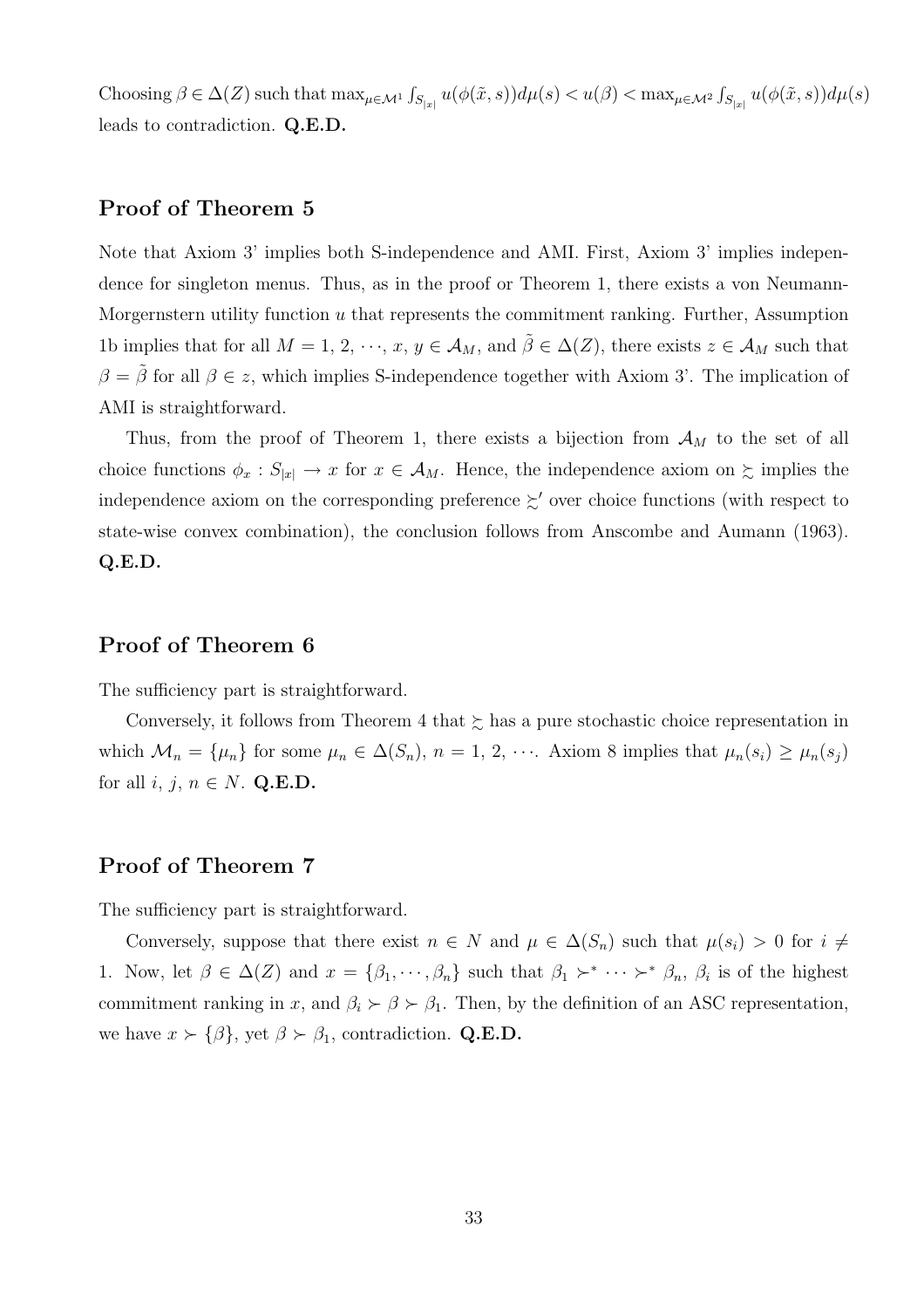Choosing $\beta \in \Delta(Z)$ such that $\max_{\mu \in \mathcal{M}^1} \int_{S_{|x|}} u(\phi(\tilde{x}, s))d\mu(s) < u(\beta) < \max_{\mu \in \mathcal{M}^2} \int_{S_{|x|}} u(\phi(\tilde{x}, s))d\mu(s)$ leads to contradiction. **Q.E.D.**

## Proof of Theorem 5

Note that Axiom 3' implies both S-independence and AMI. First, Axiom 3' implies independence for singleton menus. Thus, as in the proof or Theorem 1, there exists a von Neumann-Morgernstern utility function $u$ that represents the commitment ranking. Further, Assumption 1b implies that for all $M = 1, 2, \cdots, x, y \in \mathcal{A}_M$, and $\tilde{\beta} \in \Delta(Z)$, there exists $z \in \mathcal{A}_M$ such that $\beta = \tilde{\beta}$ for all $\beta \in z$, which implies S-independence together with Axiom 3'. The implication of AMI is straightforward.

Thus, from the proof of Theorem 1, there exists a bijection from $\mathcal{A}_M$ to the set of all choice functions $\phi_x : S_{|x|} \to x$ for $x \in \mathcal{A}_M$. Hence, the independence axiom on $\succsim$ implies the independence axiom on the corresponding preference $\succsim'$ over choice functions (with respect to state-wise convex combination), the conclusion follows from Anscombe and Aumann (1963). **Q.E.D.**

## Proof of Theorem 6

The sufficiency part is straightforward.

Conversely, it follows from Theorem 4 that $\succsim$ has a pure stochastic choice representation in which $\mathcal{M}_n = \{\mu_n\}$ for some $\mu_n \in \Delta(S_n)$, $n = 1, 2, \cdots$. Axiom 8 implies that $\mu_n(s_i) \geq \mu_n(s_j)$ for all $i, j, n \in N$. **Q.E.D.**

## Proof of Theorem 7

The sufficiency part is straightforward.

Conversely, suppose that there exist $n \in N$ and $\mu \in \Delta(S_n)$ such that $\mu(s_i) > 0$ for $i \neq 1$. Now, let $\beta \in \Delta(Z)$ and $x = \{\beta_1, \cdots, \beta_n\}$ such that $\beta_1 \succ^* \cdots \succ^* \beta_n$, $\beta_i$ is of the highest commitment ranking in $x$, and $\beta_i \succ \beta \succ \beta_1$. Then, by the definition of an ASC representation, we have $x \succ \{\beta\}$, yet $\beta \succ \beta_1$, contradiction. **Q.E.D.**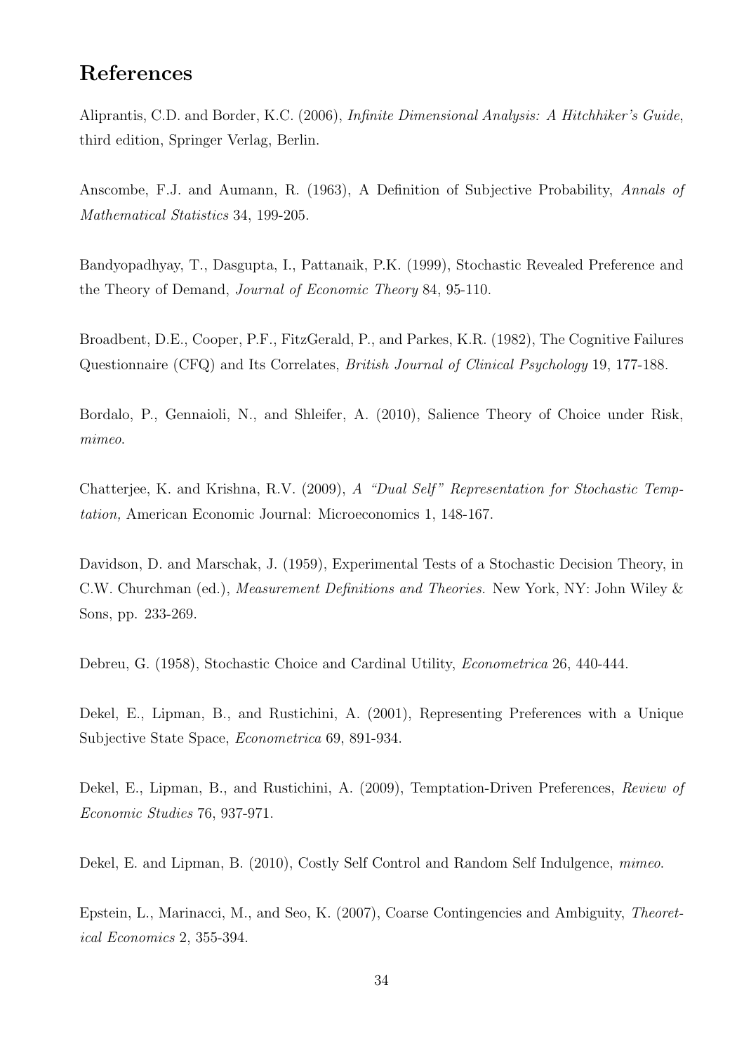# References

Aliprantis, C.D. and Border, K.C. (2006), *Infinite Dimensional Analysis: A Hitchhiker's Guide*, third edition, Springer Verlag, Berlin.

Anscombe, F.J. and Aumann, R. (1963), A Definition of Subjective Probability, *Annals of Mathematical Statistics* 34, 199-205.

Bandyopadhyay, T., Dasgupta, I., Pattanaik, P.K. (1999), Stochastic Revealed Preference and the Theory of Demand, *Journal of Economic Theory* 84, 95-110.

Broadbent, D.E., Cooper, P.F., FitzGerald, P., and Parkes, K.R. (1982), The Cognitive Failures Questionnaire (CFQ) and Its Correlates, *British Journal of Clinical Psychology* 19, 177-188.

Bordalo, P., Gennaioli, N., and Shleifer, A. (2010), Salience Theory of Choice under Risk, *mimeo*.

Chatterjee, K. and Krishna, R.V. (2009), *A "Dual Self" Representation for Stochastic Temptation,* American Economic Journal: Microeconomics 1, 148-167.

Davidson, D. and Marschak, J. (1959), Experimental Tests of a Stochastic Decision Theory, in C.W. Churchman (ed.), *Measurement Definitions and Theories.* New York, NY: John Wiley & Sons, pp. 233-269.

Debreu, G. (1958), Stochastic Choice and Cardinal Utility, *Econometrica* 26, 440-444.

Dekel, E., Lipman, B., and Rustichini, A. (2001), Representing Preferences with a Unique Subjective State Space, *Econometrica* 69, 891-934.

Dekel, E., Lipman, B., and Rustichini, A. (2009), Temptation-Driven Preferences, *Review of Economic Studies* 76, 937-971.

Dekel, E. and Lipman, B. (2010), Costly Self Control and Random Self Indulgence, *mimeo*.

Epstein, L., Marinacci, M., and Seo, K. (2007), Coarse Contingencies and Ambiguity, *Theoretical Economics* 2, 355-394.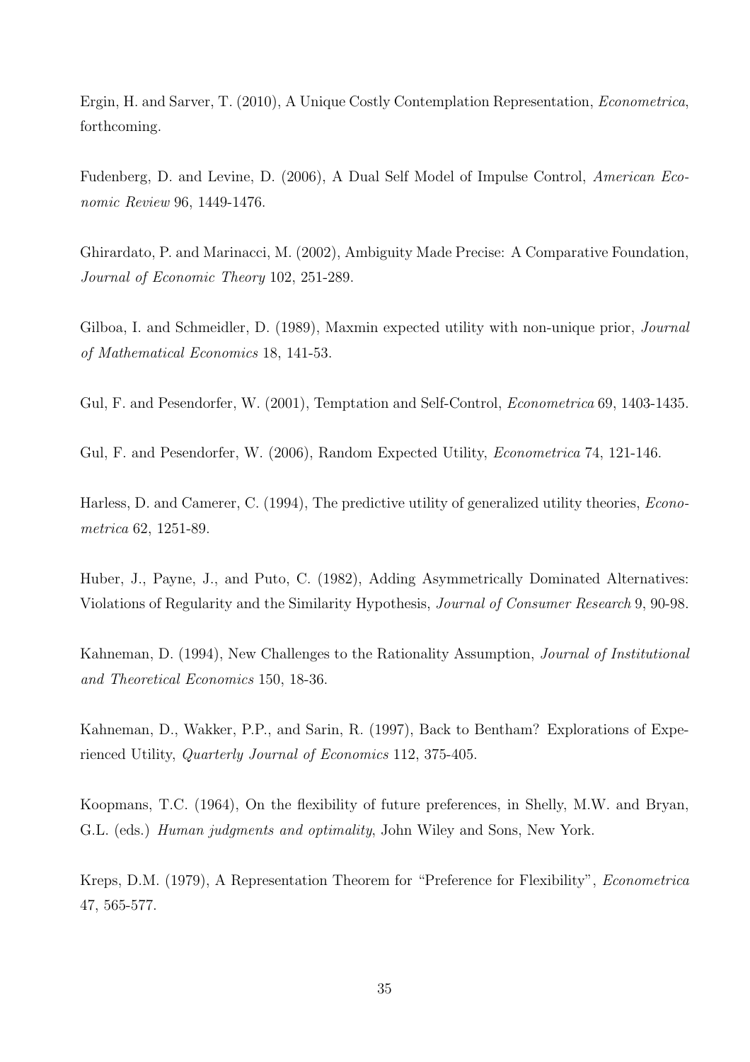Ergin, H. and Sarver, T. (2010), A Unique Costly Contemplation Representation, *Econometrica*, forthcoming.

Fudenberg, D. and Levine, D. (2006), A Dual Self Model of Impulse Control, *American Economic Review* 96, 1449-1476.

Ghirardato, P. and Marinacci, M. (2002), Ambiguity Made Precise: A Comparative Foundation, *Journal of Economic Theory* 102, 251-289.

Gilboa, I. and Schmeidler, D. (1989), Maxmin expected utility with non-unique prior, *Journal of Mathematical Economics* 18, 141-53.

Gul, F. and Pesendorfer, W. (2001), Temptation and Self-Control, *Econometrica* 69, 1403-1435.

Gul, F. and Pesendorfer, W. (2006), Random Expected Utility, *Econometrica* 74, 121-146.

Harless, D. and Camerer, C. (1994), The predictive utility of generalized utility theories, *Econometrica* 62, 1251-89.

Huber, J., Payne, J., and Puto, C. (1982), Adding Asymmetrically Dominated Alternatives: Violations of Regularity and the Similarity Hypothesis, *Journal of Consumer Research* 9, 90-98.

Kahneman, D. (1994), New Challenges to the Rationality Assumption, *Journal of Institutional and Theoretical Economics* 150, 18-36.

Kahneman, D., Wakker, P.P., and Sarin, R. (1997), Back to Bentham? Explorations of Experienced Utility, *Quarterly Journal of Economics* 112, 375-405.

Koopmans, T.C. (1964), On the flexibility of future preferences, in Shelly, M.W. and Bryan, G.L. (eds.) *Human judgments and optimality*, John Wiley and Sons, New York.

Kreps, D.M. (1979), A Representation Theorem for "Preference for Flexibility", *Econometrica* 47, 565-577.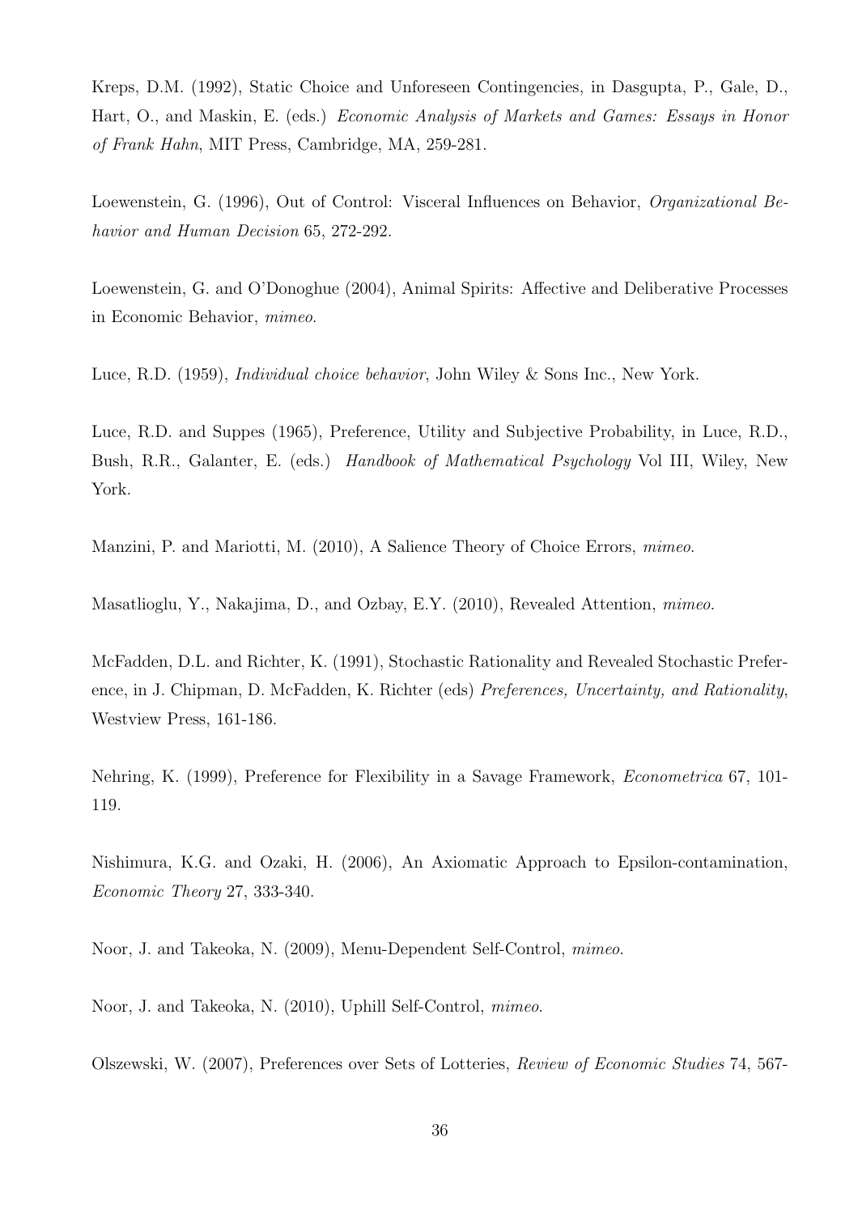Kreps, D.M. (1992), Static Choice and Unforeseen Contingencies, in Dasgupta, P., Gale, D., Hart, O., and Maskin, E. (eds.) *Economic Analysis of Markets and Games: Essays in Honor of Frank Hahn*, MIT Press, Cambridge, MA, 259-281.

Loewenstein, G. (1996), Out of Control: Visceral Influences on Behavior, *Organizational Behavior and Human Decision* 65, 272-292.

Loewenstein, G. and O'Donoghue (2004), Animal Spirits: Affective and Deliberative Processes in Economic Behavior, *mimeo*.

Luce, R.D. (1959), *Individual choice behavior*, John Wiley & Sons Inc., New York.

Luce, R.D. and Suppes (1965), Preference, Utility and Subjective Probability, in Luce, R.D., Bush, R.R., Galanter, E. (eds.) *Handbook of Mathematical Psychology* Vol III, Wiley, New York.

Manzini, P. and Mariotti, M. (2010), A Salience Theory of Choice Errors, *mimeo*.

Masatlioglu, Y., Nakajima, D., and Ozbay, E.Y. (2010), Revealed Attention, *mimeo*.

McFadden, D.L. and Richter, K. (1991), Stochastic Rationality and Revealed Stochastic Preference, in J. Chipman, D. McFadden, K. Richter (eds) *Preferences, Uncertainty, and Rationality*, Westview Press, 161-186.

Nehring, K. (1999), Preference for Flexibility in a Savage Framework, *Econometrica* 67, 101-119.

Nishimura, K.G. and Ozaki, H. (2006), An Axiomatic Approach to Epsilon-contamination, *Economic Theory* 27, 333-340.

Noor, J. and Takeoka, N. (2009), Menu-Dependent Self-Control, *mimeo*.

Noor, J. and Takeoka, N. (2010), Uphill Self-Control, *mimeo*.

Olszewski, W. (2007), Preferences over Sets of Lotteries, *Review of Economic Studies* 74, 567-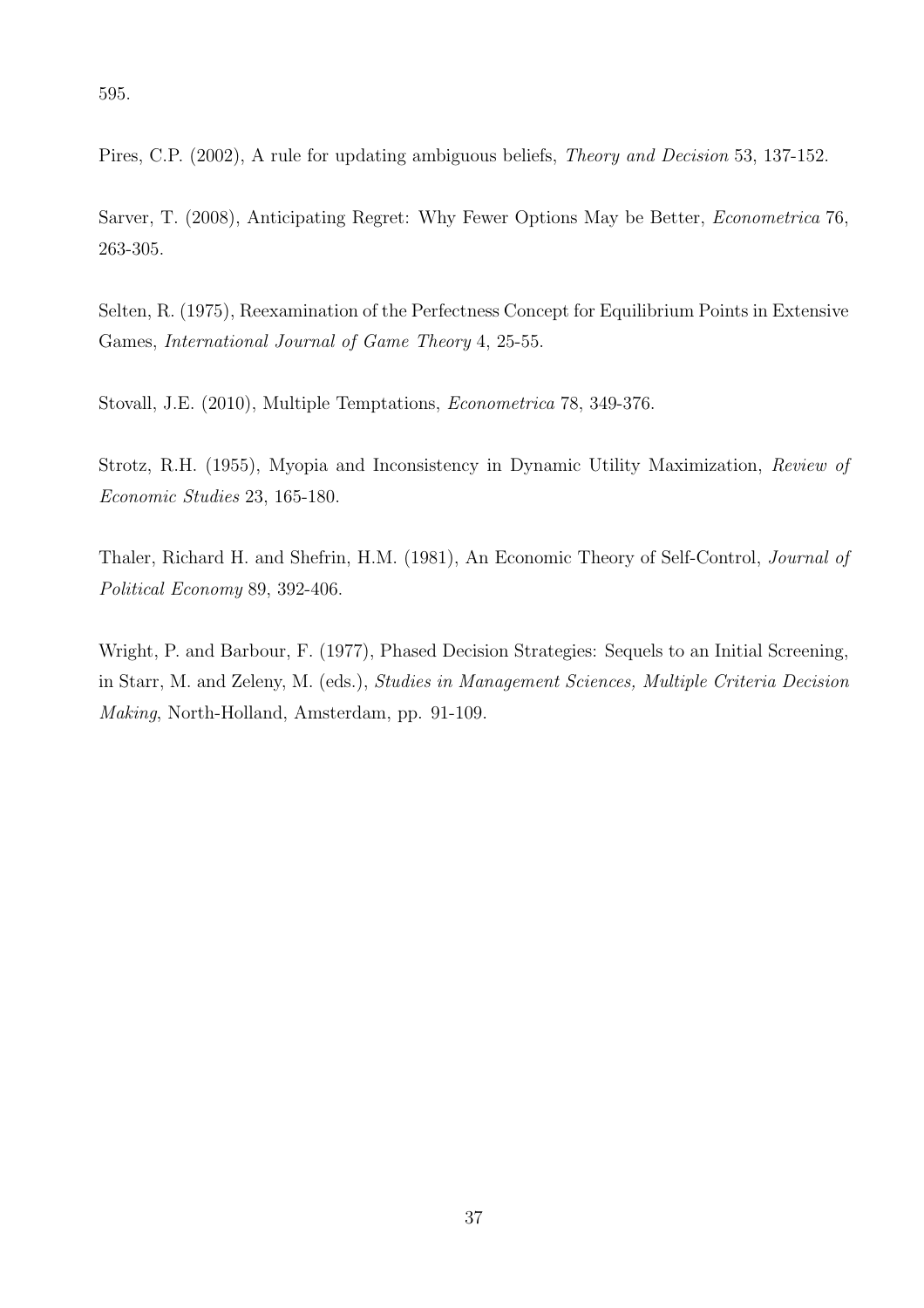595.

Pires, C.P. (2002), A rule for updating ambiguous beliefs, *Theory and Decision* 53, 137-152.

Sarver, T. (2008), Anticipating Regret: Why Fewer Options May be Better, *Econometrica* 76, 263-305.

Selten, R. (1975), Reexamination of the Perfectness Concept for Equilibrium Points in Extensive Games, *International Journal of Game Theory* 4, 25-55.

Stovall, J.E. (2010), Multiple Temptations, *Econometrica* 78, 349-376.

Strotz, R.H. (1955), Myopia and Inconsistency in Dynamic Utility Maximization, *Review of Economic Studies* 23, 165-180.

Thaler, Richard H. and Shefrin, H.M. (1981), An Economic Theory of Self-Control, *Journal of Political Economy* 89, 392-406.

Wright, P. and Barbour, F. (1977), Phased Decision Strategies: Sequels to an Initial Screening, in Starr, M. and Zeleny, M. (eds.), *Studies in Management Sciences, Multiple Criteria Decision Making*, North-Holland, Amsterdam, pp. 91-109.